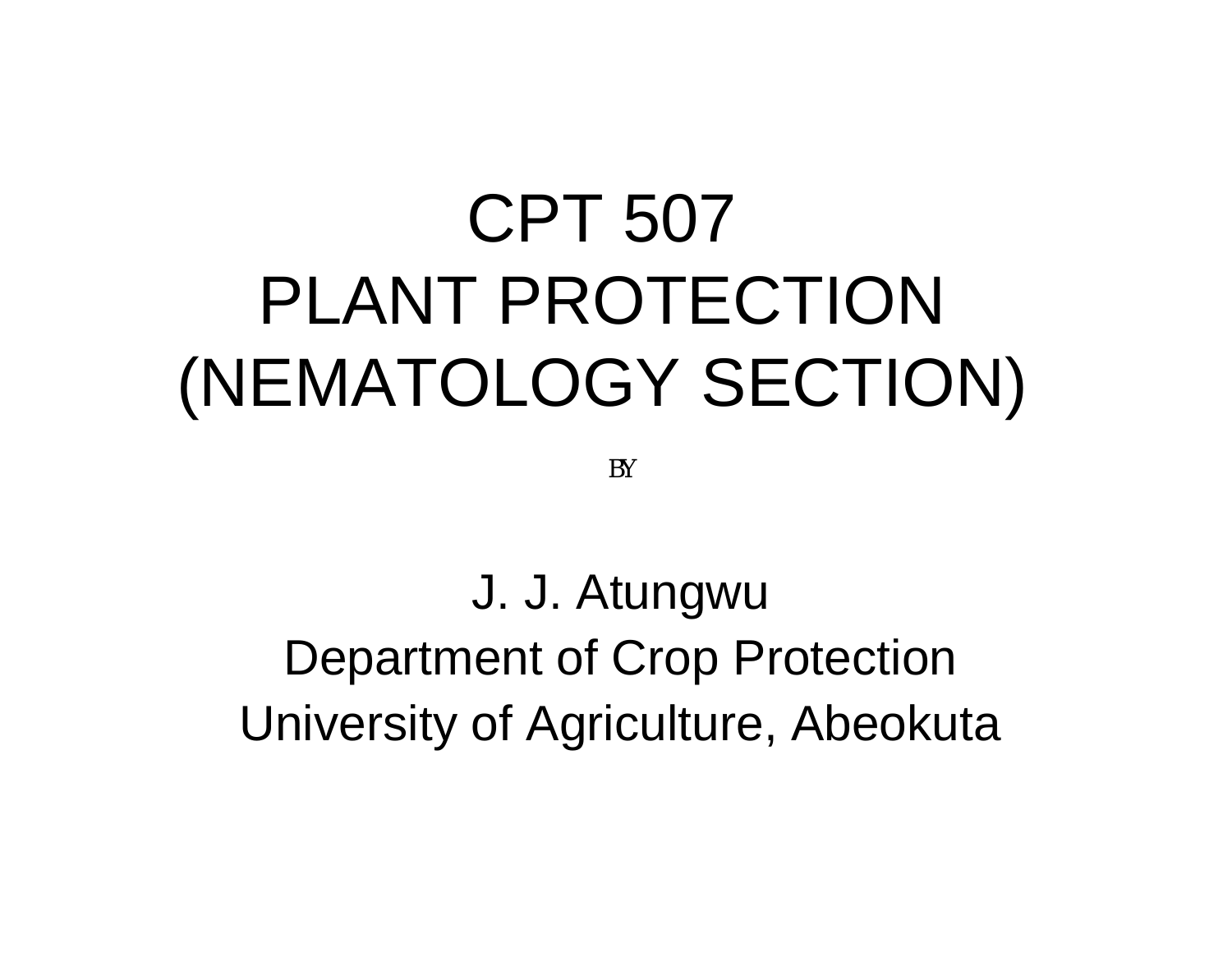# CPT 507
# PLANT PROTECTION
# (NEMATOLOGY SECTION)

BY

J. J. Atungwu

Department of Crop Protection

University of Agriculture, Abeokuta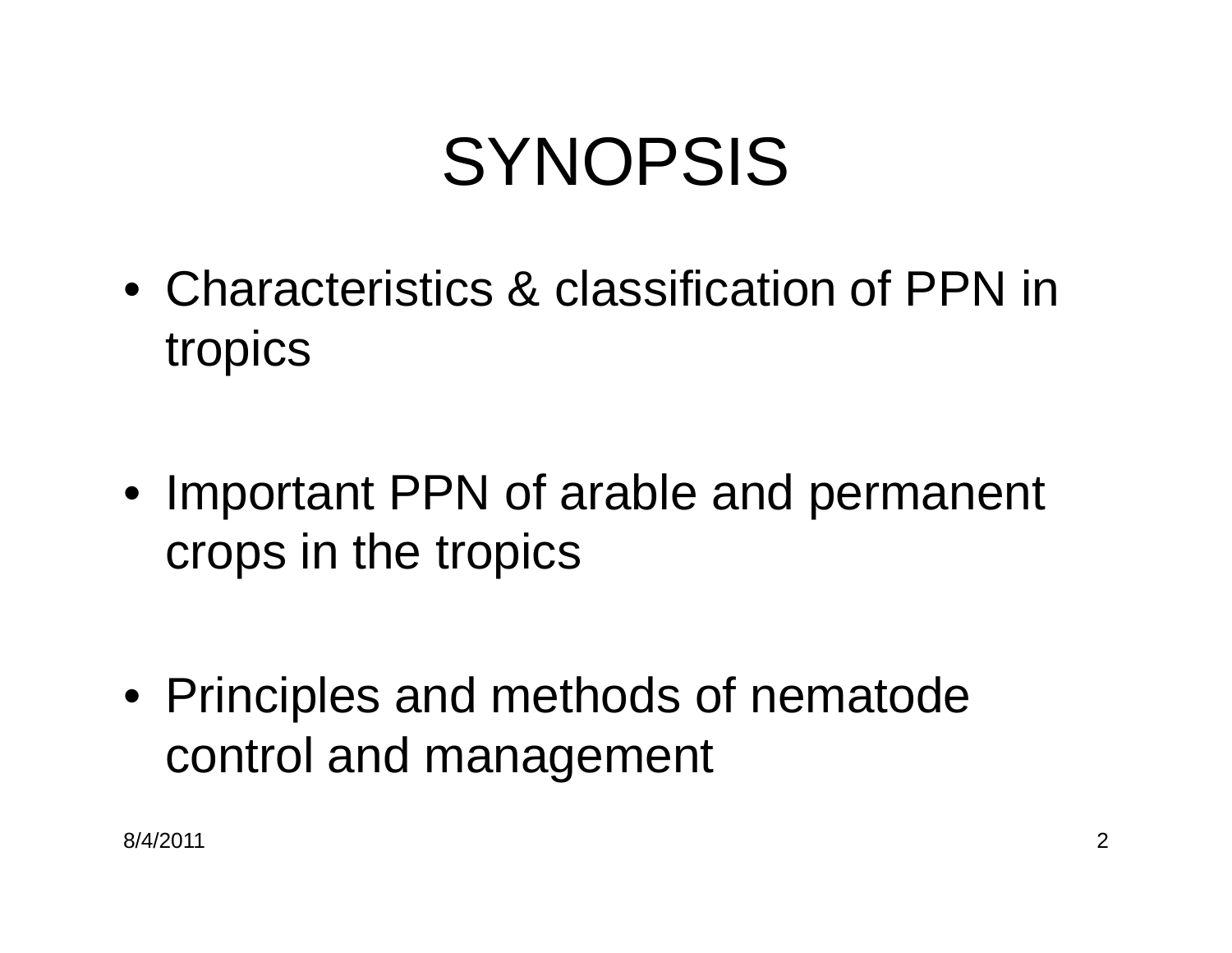# SYNOPSIS

- Characteristics & classification of PPN in tropics
- Important PPN of arable and permanent crops in the tropics
- Principles and methods of nematode control and management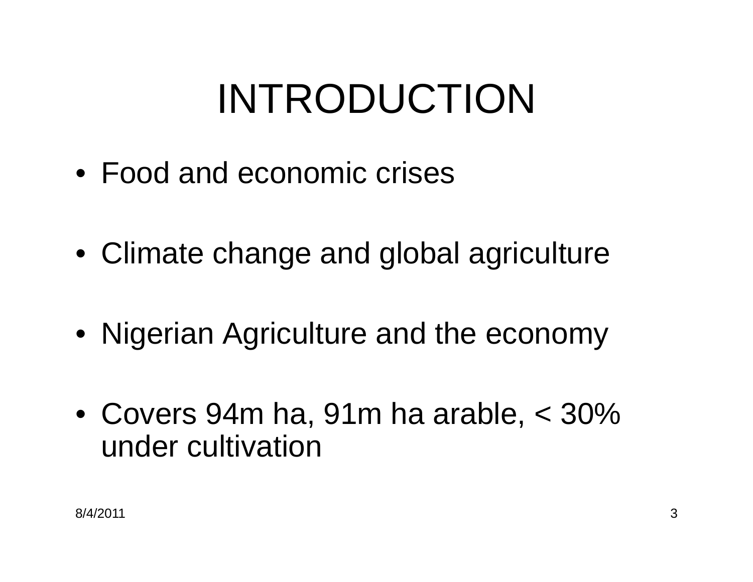# INTRODUCTION

- Food and economic crises
- Climate change and global agriculture
- Nigerian Agriculture and the economy
- Covers 94m ha, 91m ha arable, < 30% under cultivation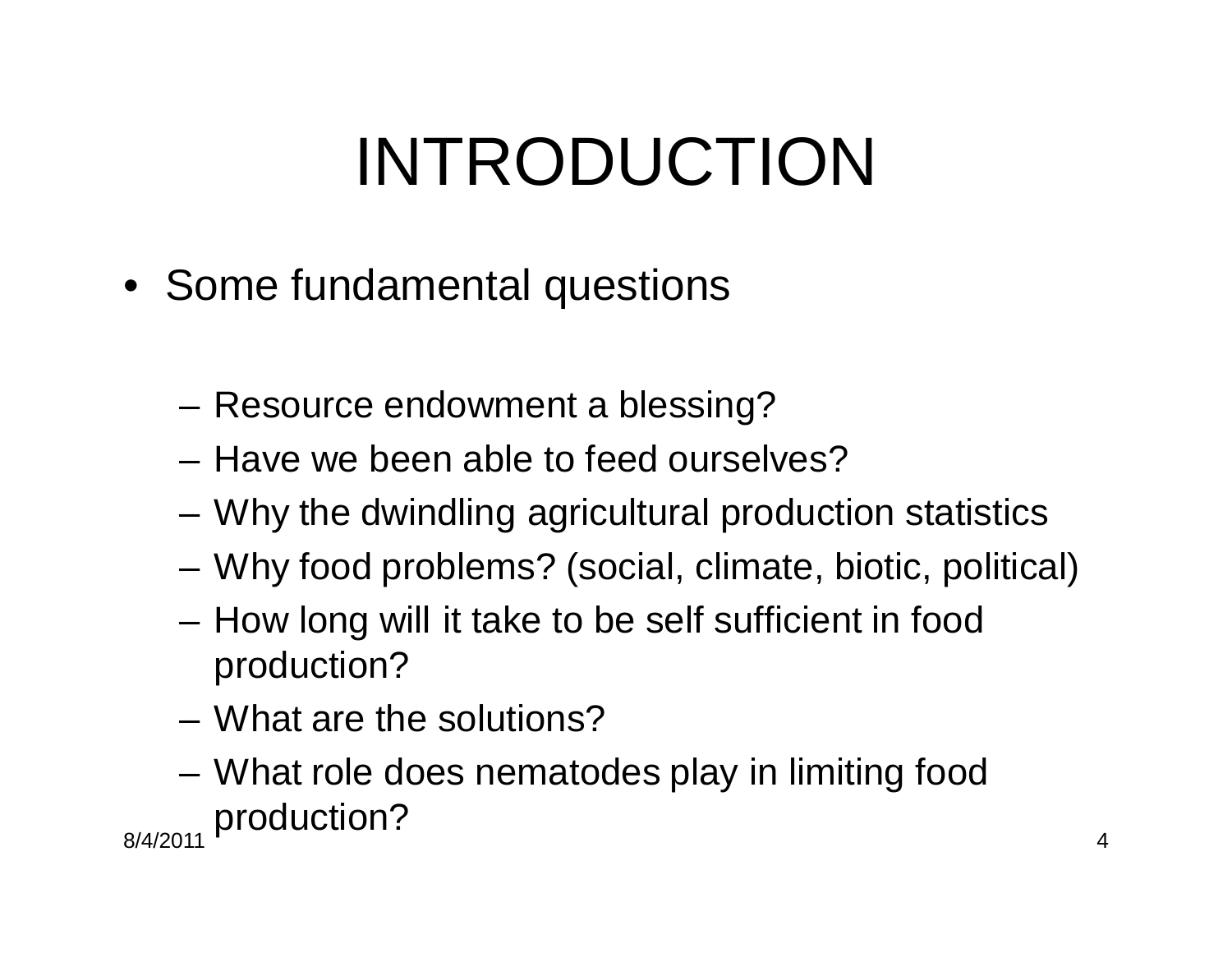# INTRODUCTION

- Some fundamental questions
  - Resource endowment a blessing?
  - Have we been able to feed ourselves?
  - Why the dwindling agricultural production statistics
  - Why food problems? (social, climate, biotic, political)
  - How long will it take to be self sufficient in food production?
  - What are the solutions?
  - What role does nematodes play in limiting food production?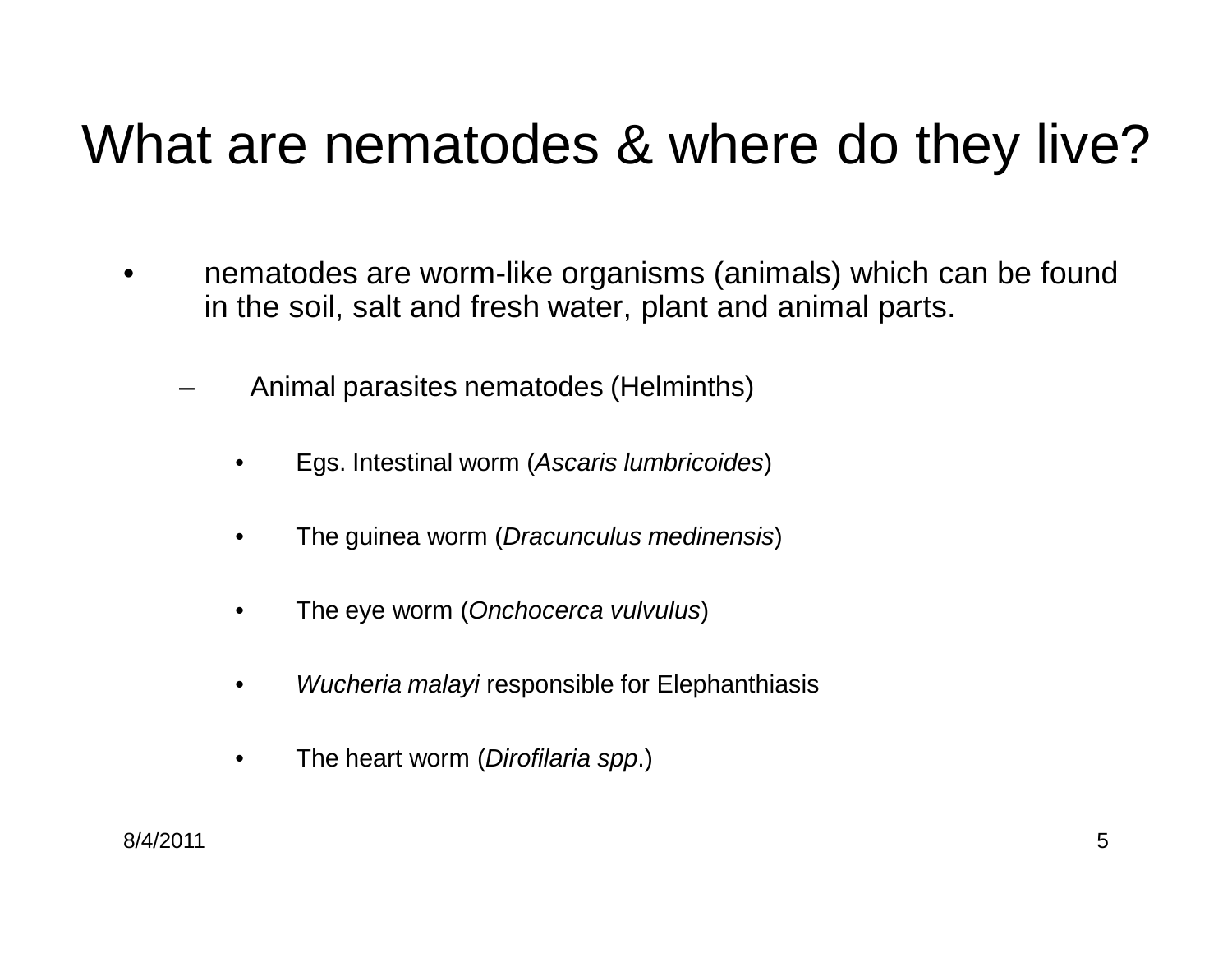# What are nematodes & where do they live?

- nematodes are worm-like organisms (animals) which can be found in the soil, salt and fresh water, plant and animal parts.
  - Animal parasites nematodes (Helminths)
    - Egs. Intestinal worm (*Ascaris lumbricoides*)
    - The guinea worm (*Dracunculus medinensis*)
    - The eye worm (*Onchocerca vulvulus*)
    - *Wucheria malayi* responsible for Elephanthiasis
    - The heart worm (*Dirofilaria spp*.)

8/4/2011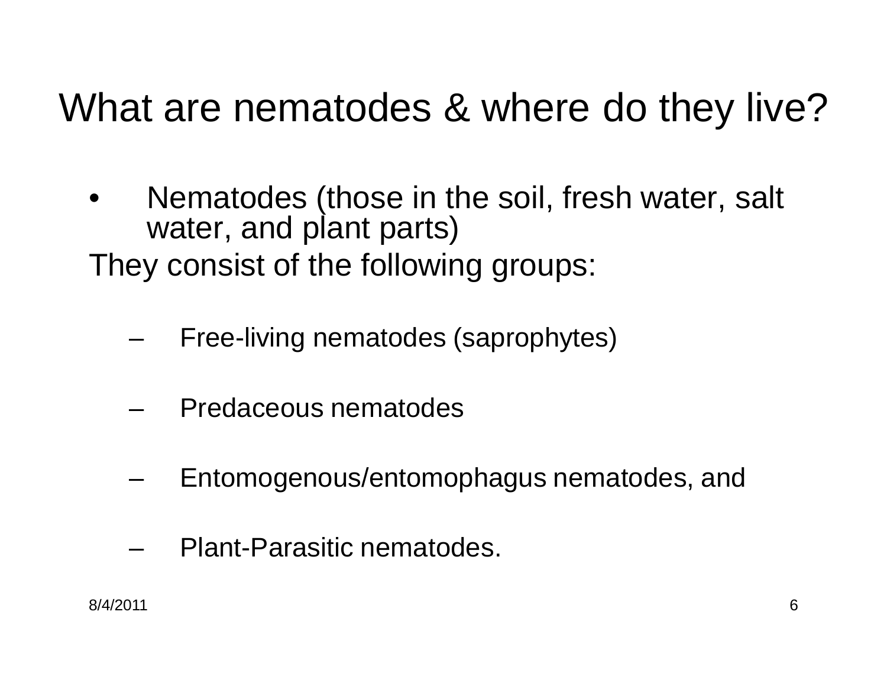# What are nematodes & where do they live?

- Nematodes (those in the soil, fresh water, salt water, and plant parts)

They consist of the following groups:

  - Free-living nematodes (saprophytes)
  - Predaceous nematodes
  - Entomogenous/entomophagus nematodes, and
  - Plant-Parasitic nematodes.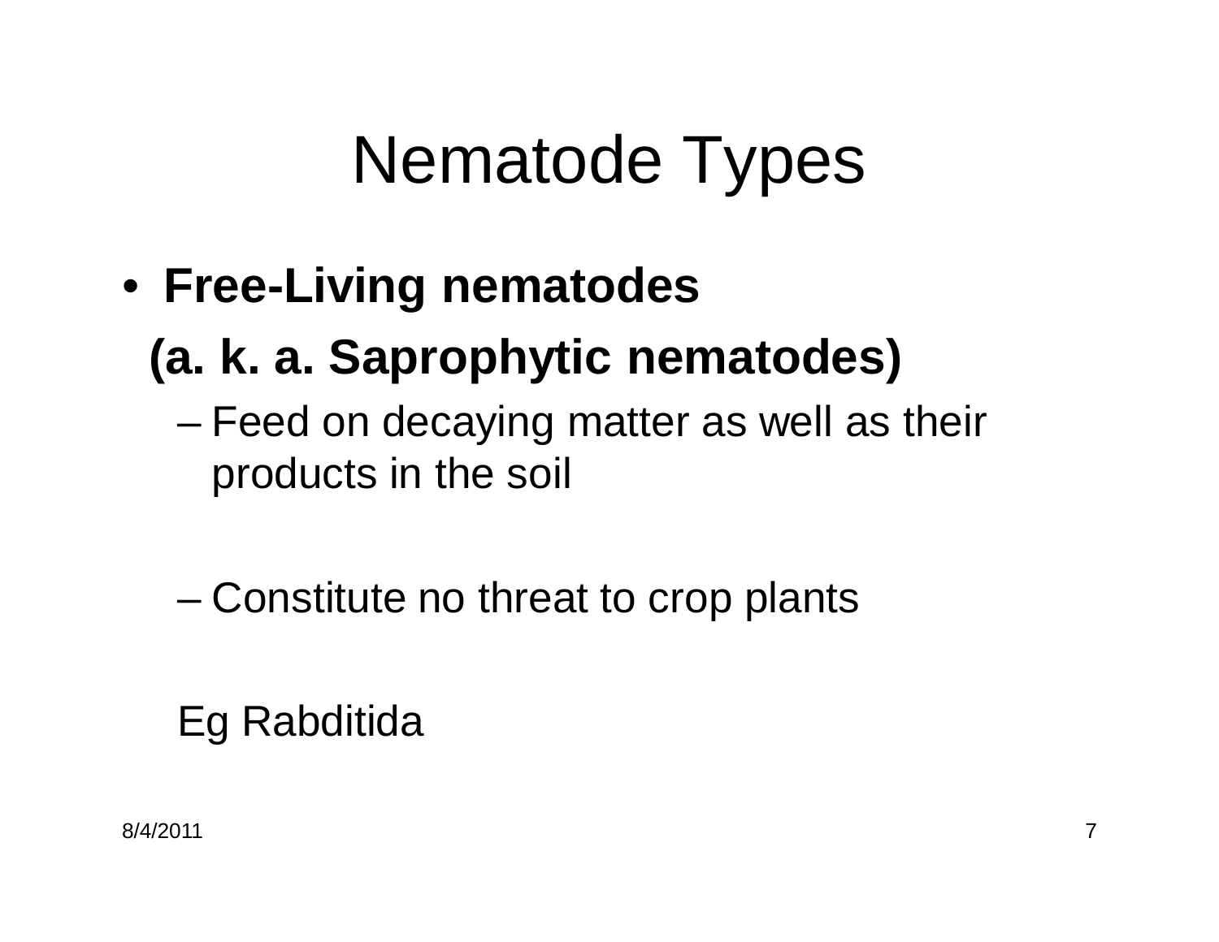# Nematode Types

- **Free-Living nematodes**

  **(a. k. a. Saprophytic nematodes)**

  - Feed on decaying matter as well as their products in the soil

  - Constitute no threat to crop plants

  Eg Rabditida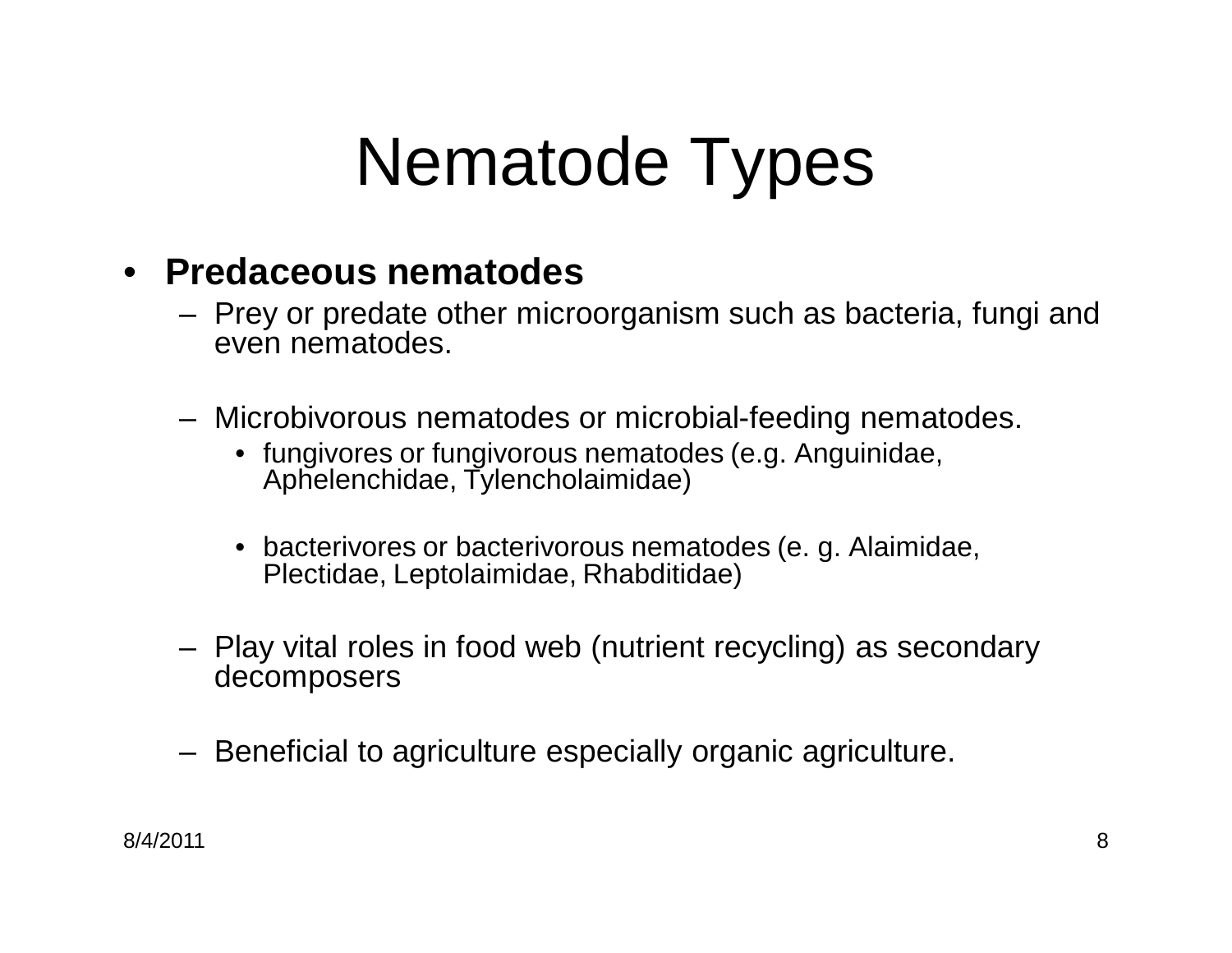# Nematode Types

- **Predaceous nematodes**
  - Prey or predate other microorganism such as bacteria, fungi and even nematodes.
  - Microbivorous nematodes or microbial-feeding nematodes.
    - fungivores or fungivorous nematodes (e.g. Anguinidae, Aphelenchidae, Tylencholaimidae)
    - bacterivores or bacterivorous nematodes (e. g. Alaimidae, Plectidae, Leptolaimidae, Rhabditidae)
  - Play vital roles in food web (nutrient recycling) as secondary decomposers
  - Beneficial to agriculture especially organic agriculture.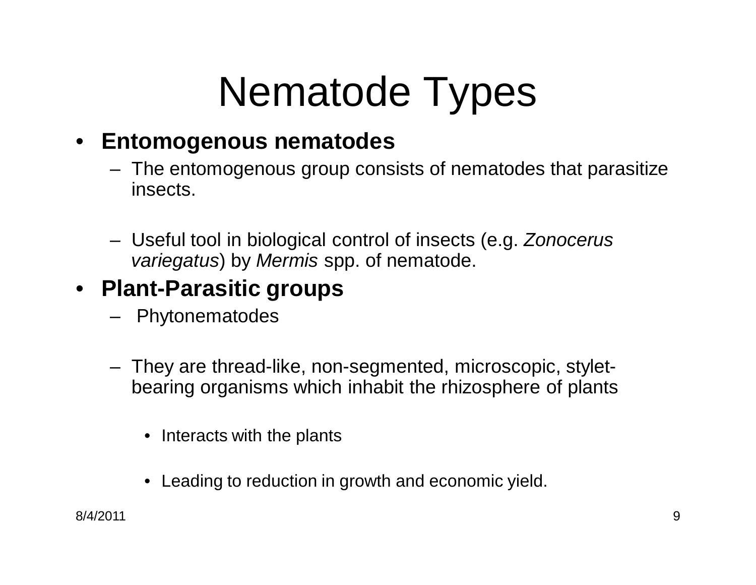# Nematode Types

- **Entomogenous nematodes**
  - The entomogenous group consists of nematodes that parasitize insects.
  - Useful tool in biological control of insects (e.g. *Zonocerus variegatus*) by *Mermis* spp. of nematode.
- **Plant-Parasitic groups**
  - Phytonematodes
  - They are thread-like, non-segmented, microscopic, stylet-bearing organisms which inhabit the rhizosphere of plants
    - Interacts with the plants
    - Leading to reduction in growth and economic yield.

8/4/2011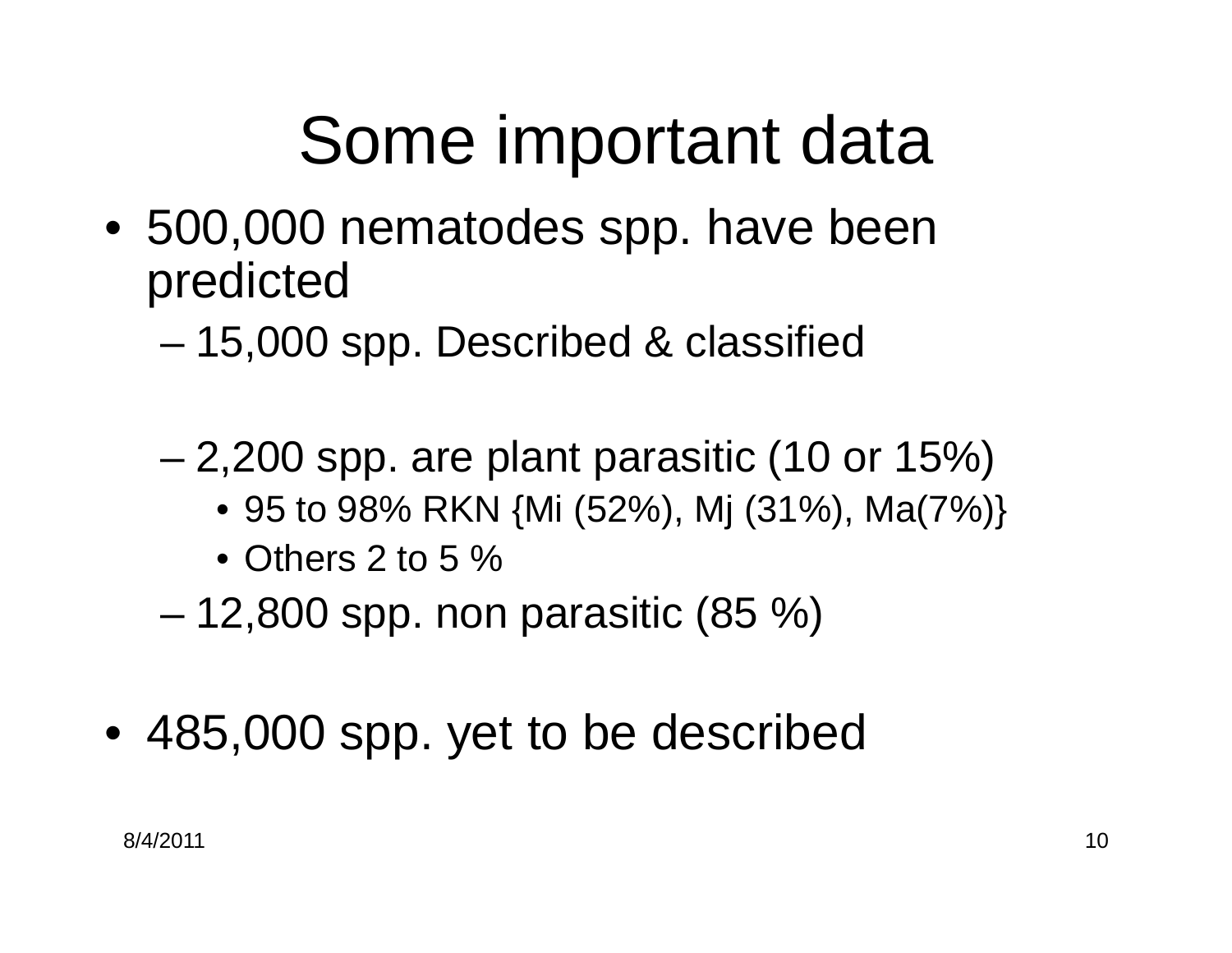# Some important data

- 500,000 nematodes spp. have been predicted
  - 15,000 spp. Described & classified
  - 2,200 spp. are plant parasitic (10 or 15%)
    - 95 to 98% RKN {Mi (52%), Mj (31%), Ma(7%)}
    - Others 2 to 5 %
  - 12,800 spp. non parasitic (85 %)
- 485,000 spp. yet to be described

8/4/2011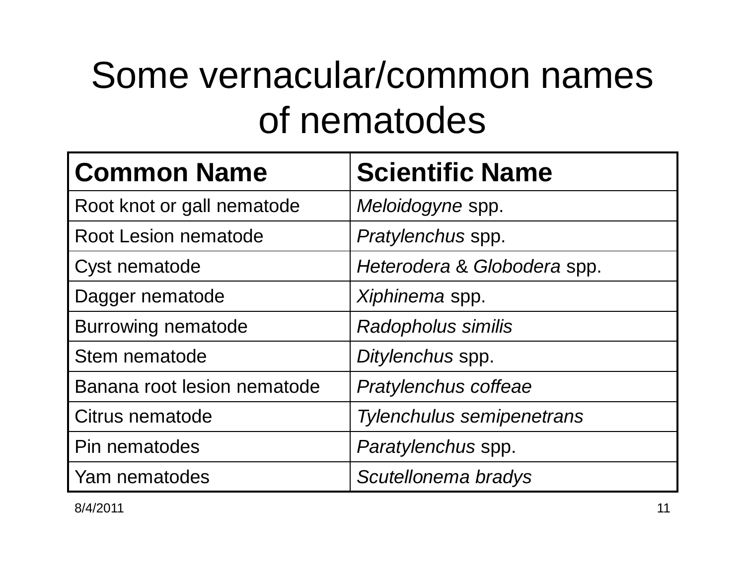# Some vernacular/common names of nematodes

| **Common Name** | **Scientific Name** |
| --- | --- |
| Root knot or gall nematode | *Meloidogyne* spp. |
| Root Lesion nematode | *Pratylenchus* spp. |
| Cyst nematode | *Heterodera* & *Globodera* spp. |
| Dagger nematode | *Xiphinema* spp. |
| Burrowing nematode | *Radopholus similis* |
| Stem nematode | *Ditylenchus* spp. |
| Banana root lesion nematode | *Pratylenchus coffeae* |
| Citrus nematode | *Tylenchulus semipenetrans* |
| Pin nematodes | *Paratylenchus* spp. |
| Yam nematodes | *Scutellonema bradys* |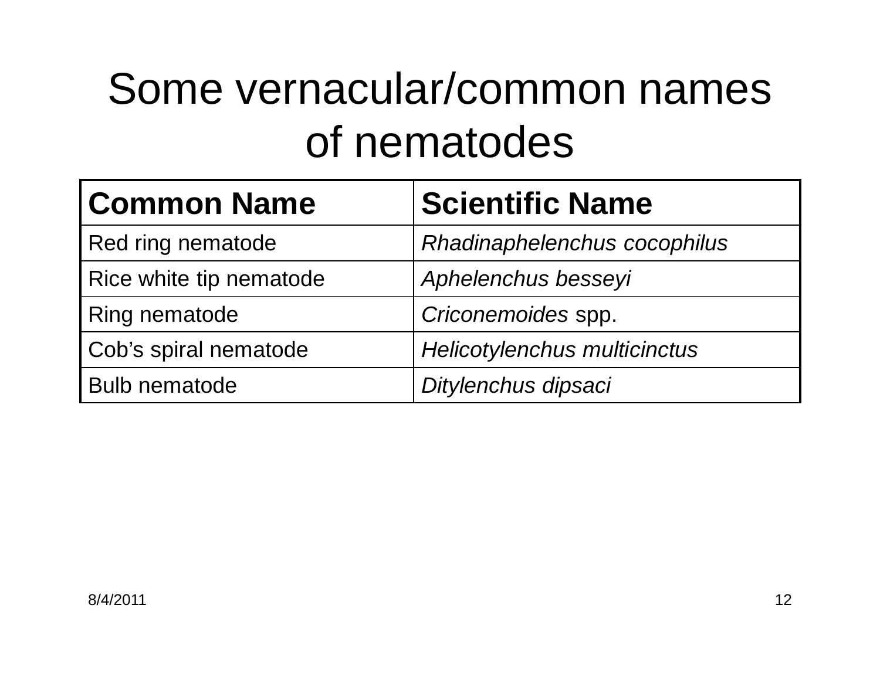# Some vernacular/common names of nematodes

| **Common Name** | **Scientific Name** |
|---|---|
| Red ring nematode | *Rhadinaphelenchus cocophilus* |
| Rice white tip nematode | *Aphelenchus besseyi* |
| Ring nematode | *Criconemoides* spp. |
| Cob's spiral nematode | *Helicotylenchus multicinctus* |
| Bulb nematode | *Ditylenchus dipsaci* |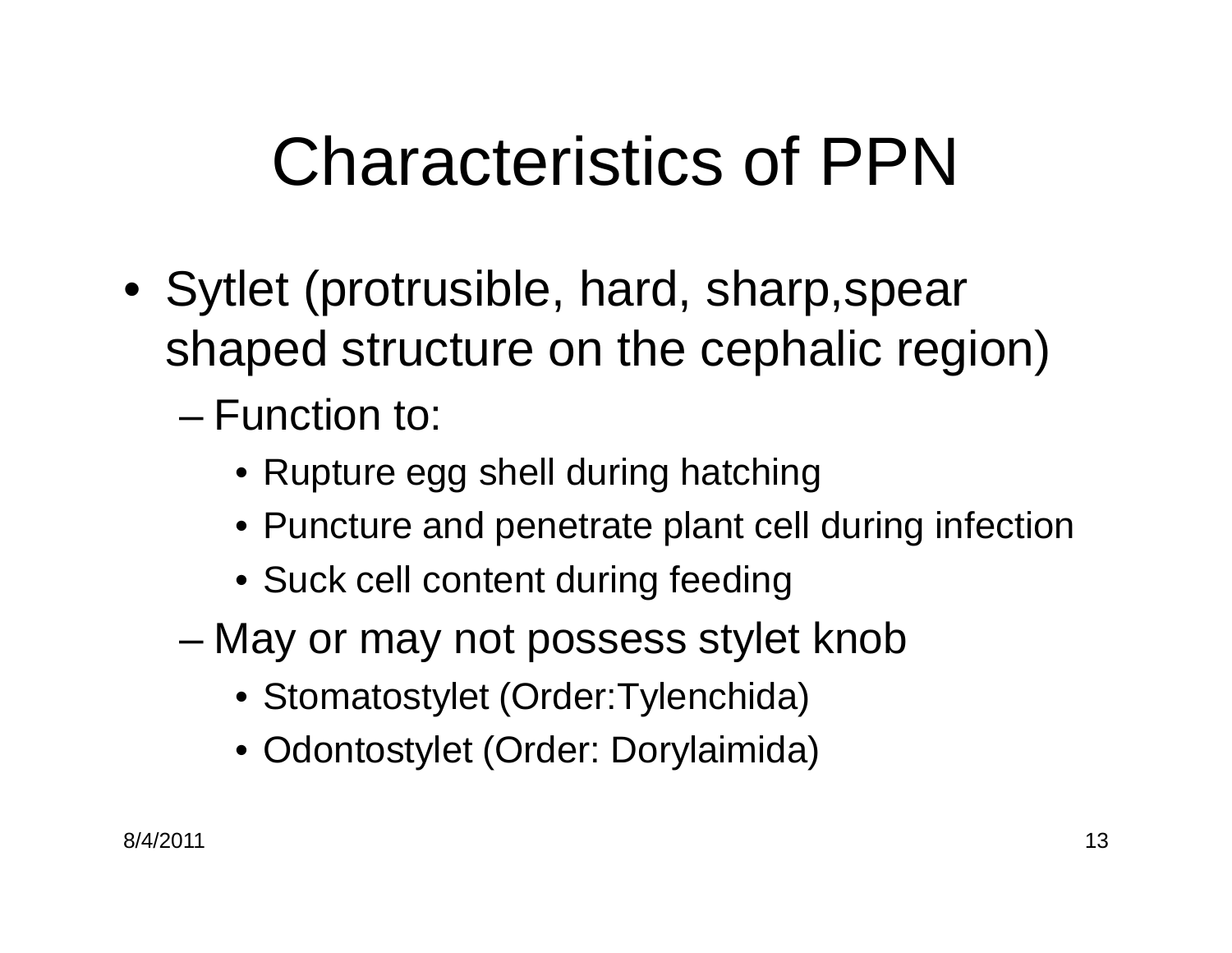# Characteristics of PPN

- Sytlet (protrusible, hard, sharp,spear shaped structure on the cephalic region)
  - Function to:
    - Rupture egg shell during hatching
    - Puncture and penetrate plant cell during infection
    - Suck cell content during feeding
  - May or may not possess stylet knob
    - Stomatostylet (Order:Tylenchida)
    - Odontostylet (Order: Dorylaimida)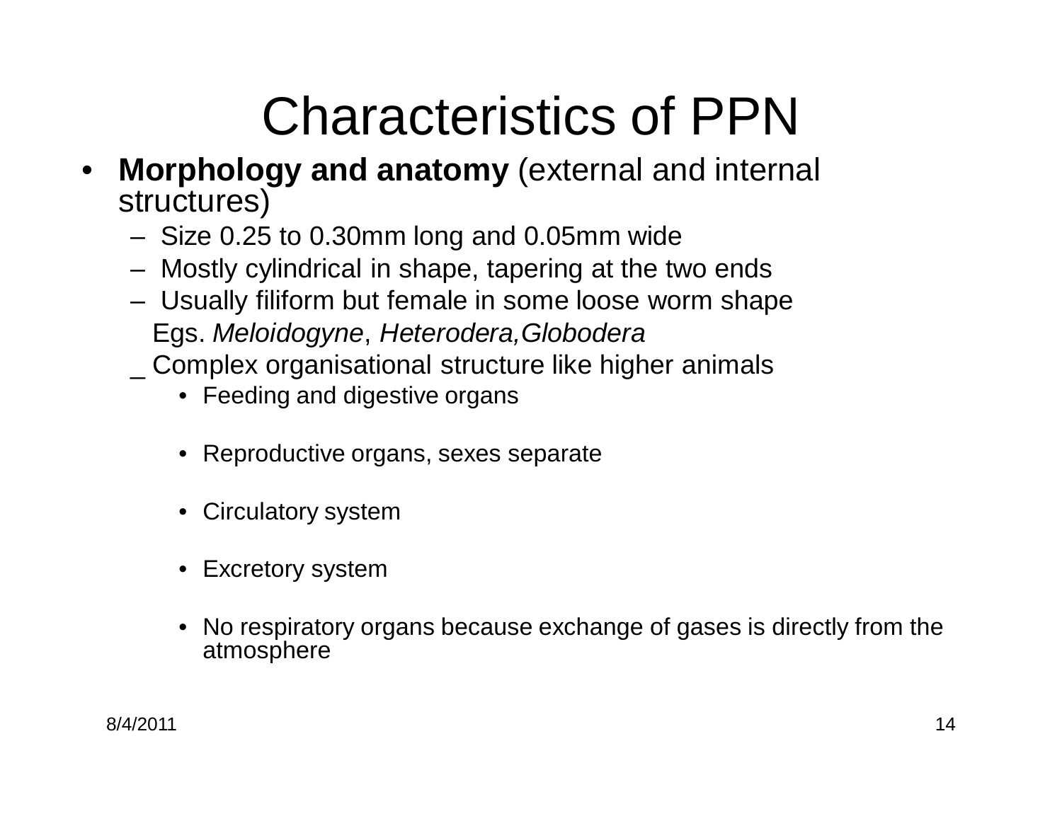# Characteristics of PPN

- **Morphology and anatomy** (external and internal structures)
  - Size 0.25 to 0.30mm long and 0.05mm wide
  - Mostly cylindrical in shape, tapering at the two ends
  - Usually filiform but female in some loose worm shape
    Egs. *Meloidogyne*, *Heterodera,Globodera*
  - Complex organisational structure like higher animals
    - Feeding and digestive organs
    - Reproductive organs, sexes separate
    - Circulatory system
    - Excretory system
    - No respiratory organs because exchange of gases is directly from the atmosphere

8/4/2011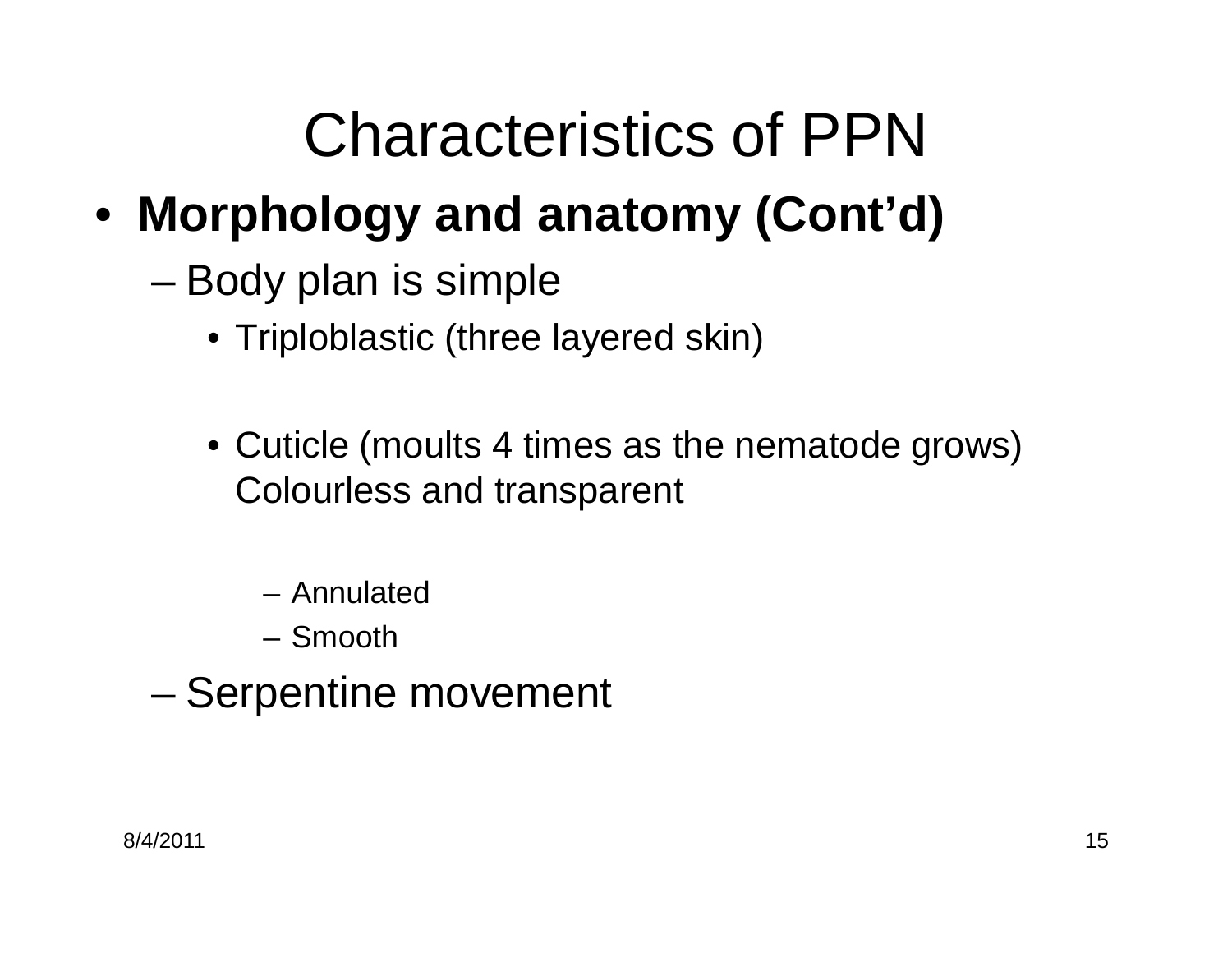# Characteristics of PPN

- **Morphology and anatomy (Cont'd)**
  - Body plan is simple
    - Triploblastic (three layered skin)
    - Cuticle (moults 4 times as the nematode grows) Colourless and transparent
      - Annulated
      - Smooth
  - Serpentine movement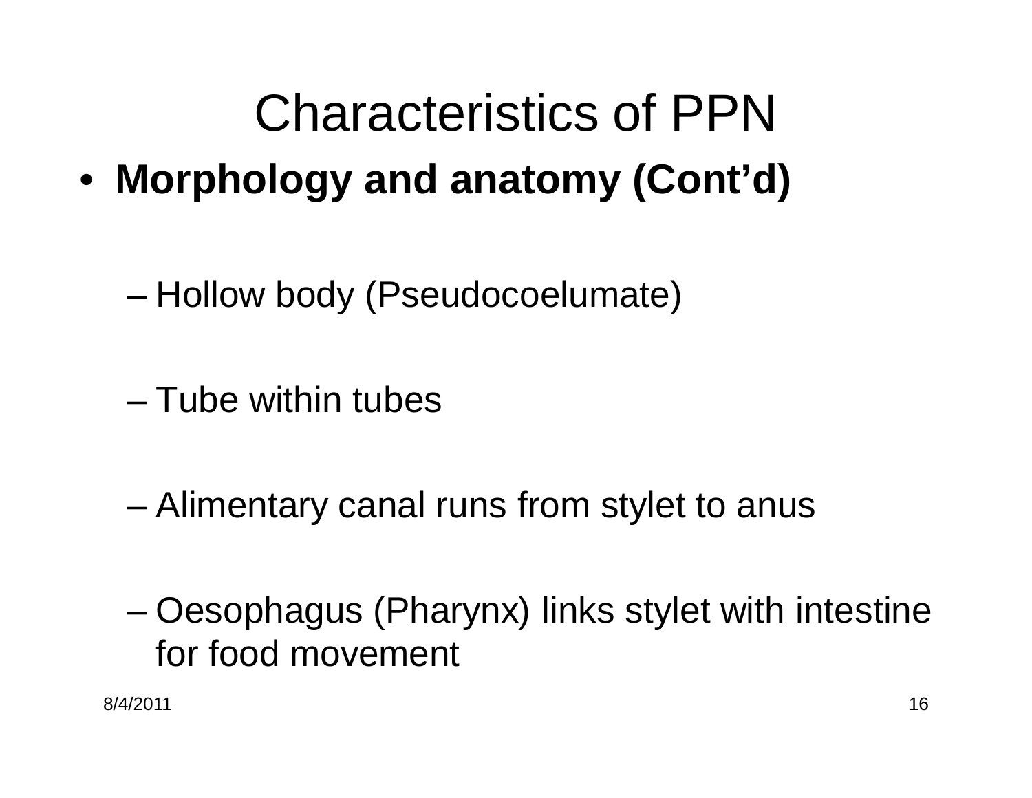# Characteristics of PPN

- **Morphology and anatomy (Cont'd)**
  - Hollow body (Pseudocoelumate)
  - Tube within tubes
  - Alimentary canal runs from stylet to anus
  - Oesophagus (Pharynx) links stylet with intestine for food movement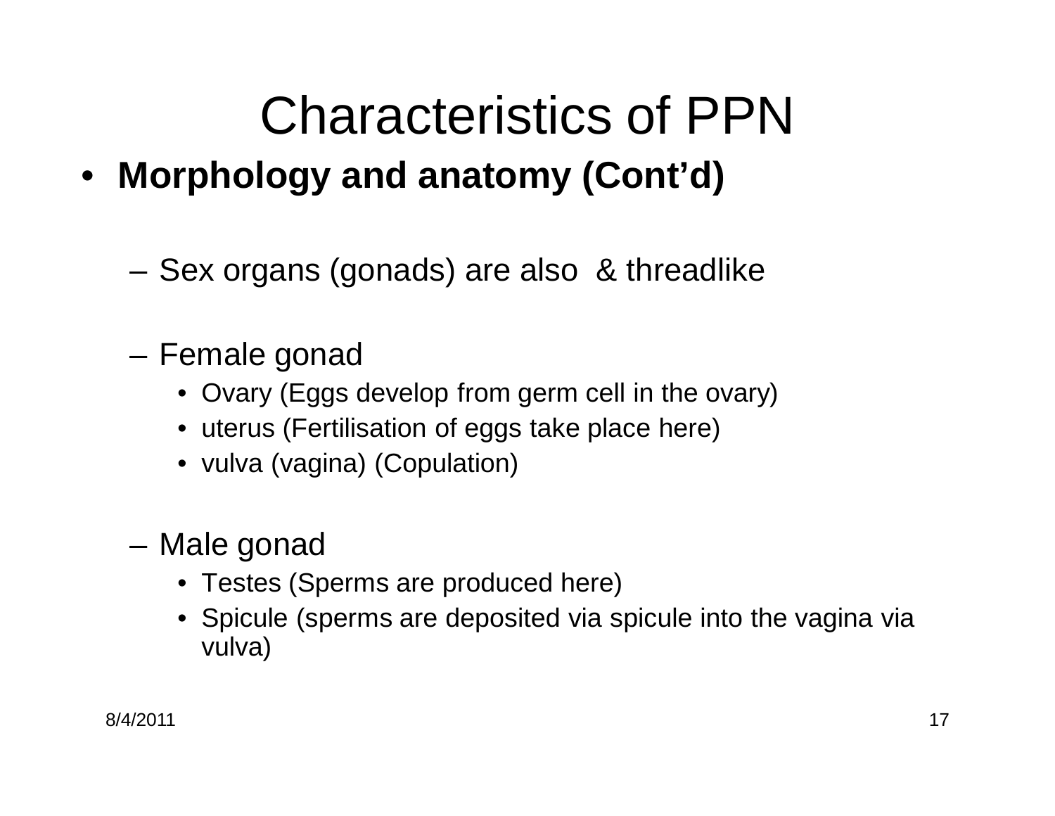# Characteristics of PPN

- **Morphology and anatomy (Cont'd)**

  - Sex organs (gonads) are also & threadlike

  - Female gonad
    - Ovary (Eggs develop from germ cell in the ovary)
    - uterus (Fertilisation of eggs take place here)
    - vulva (vagina) (Copulation)

  - Male gonad
    - Testes (Sperms are produced here)
    - Spicule (sperms are deposited via spicule into the vagina via vulva)

8/4/2011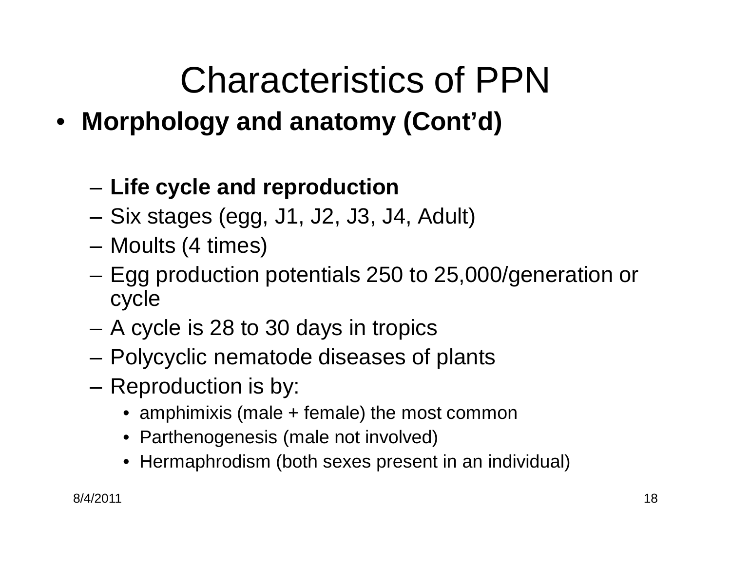# Characteristics of PPN

- **Morphology and anatomy (Cont'd)**
  - **Life cycle and reproduction**
  - Six stages (egg, J1, J2, J3, J4, Adult)
  - Moults (4 times)
  - Egg production potentials 250 to 25,000/generation or cycle
  - A cycle is 28 to 30 days in tropics
  - Polycyclic nematode diseases of plants
  - Reproduction is by:
    - amphimixis (male + female) the most common
    - Parthenogenesis (male not involved)
    - Hermaphrodism (both sexes present in an individual)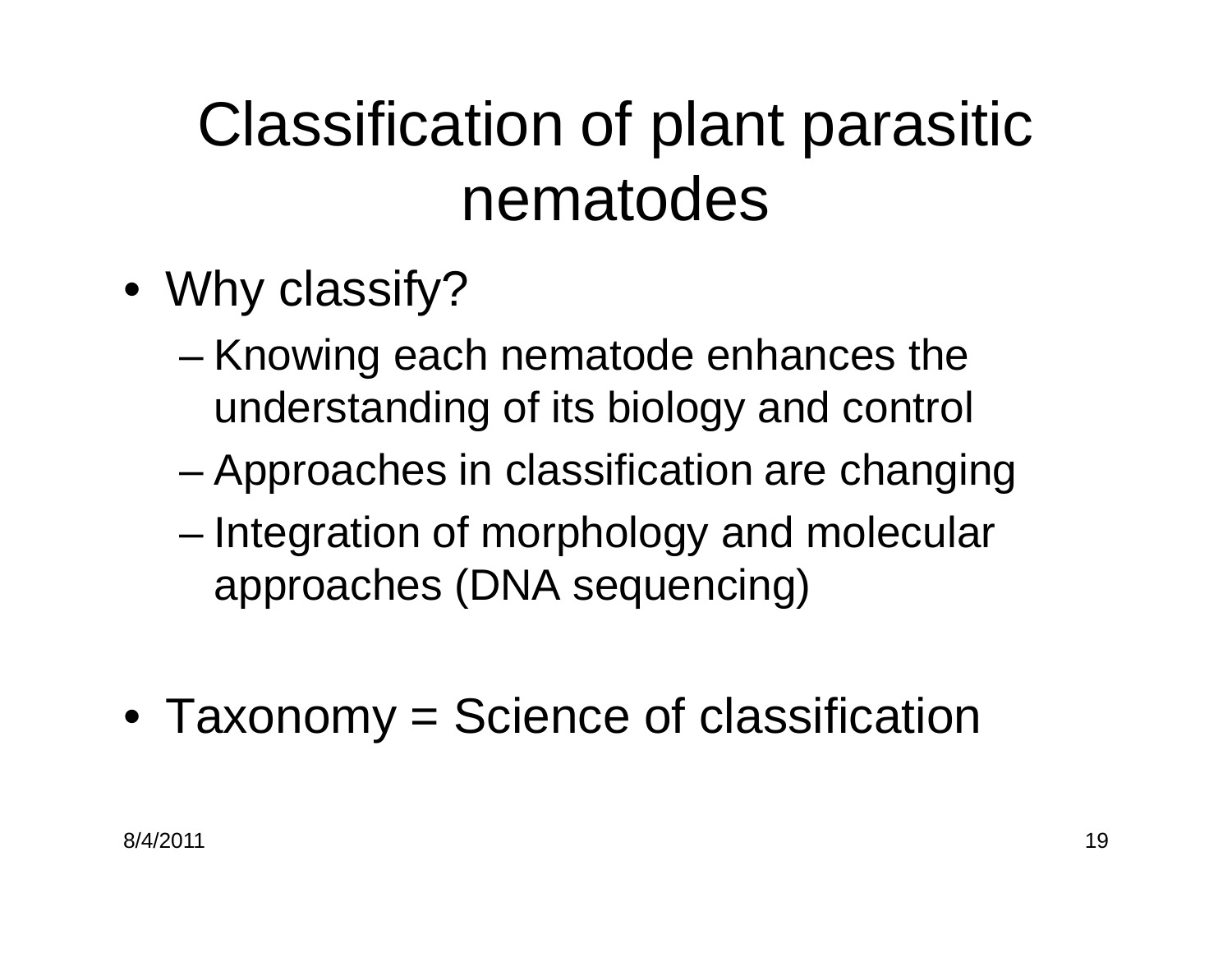# Classification of plant parasitic nematodes

- Why classify?
  - Knowing each nematode enhances the understanding of its biology and control
  - Approaches in classification are changing
  - Integration of morphology and molecular approaches (DNA sequencing)

- Taxonomy = Science of classification

8/4/2011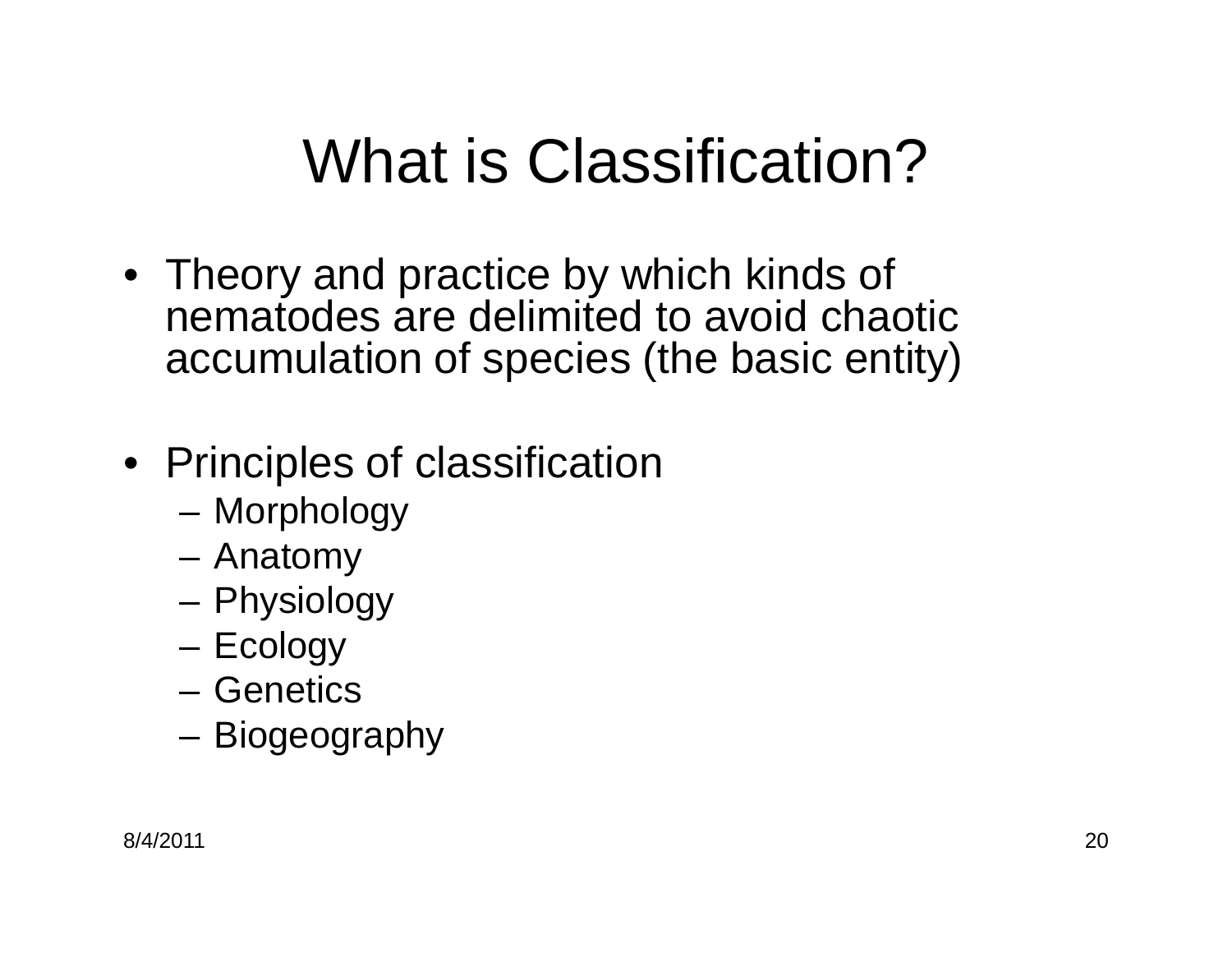# What is Classification?

- Theory and practice by which kinds of nematodes are delimited to avoid chaotic accumulation of species (the basic entity)

- Principles of classification
  - Morphology
  - Anatomy
  - Physiology
  - Ecology
  - Genetics
  - Biogeography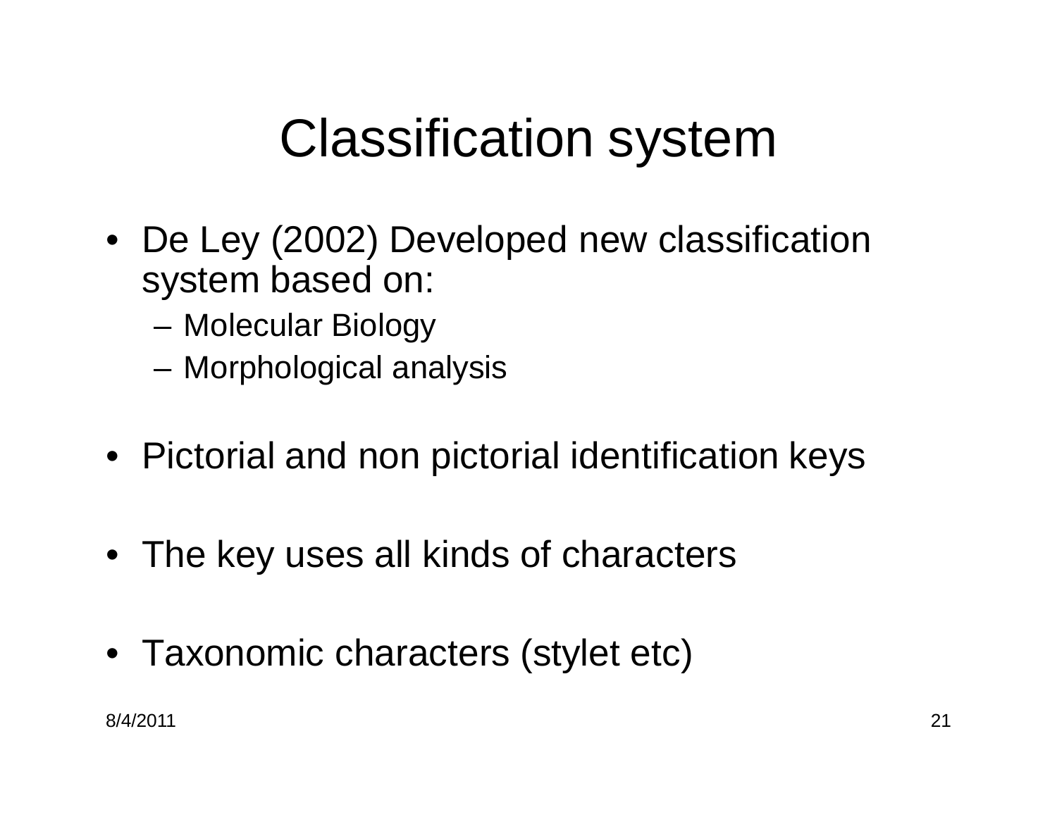# Classification system

- De Ley (2002) Developed new classification system based on:
  - Molecular Biology
  - Morphological analysis
- Pictorial and non pictorial identification keys
- The key uses all kinds of characters
- Taxonomic characters (stylet etc)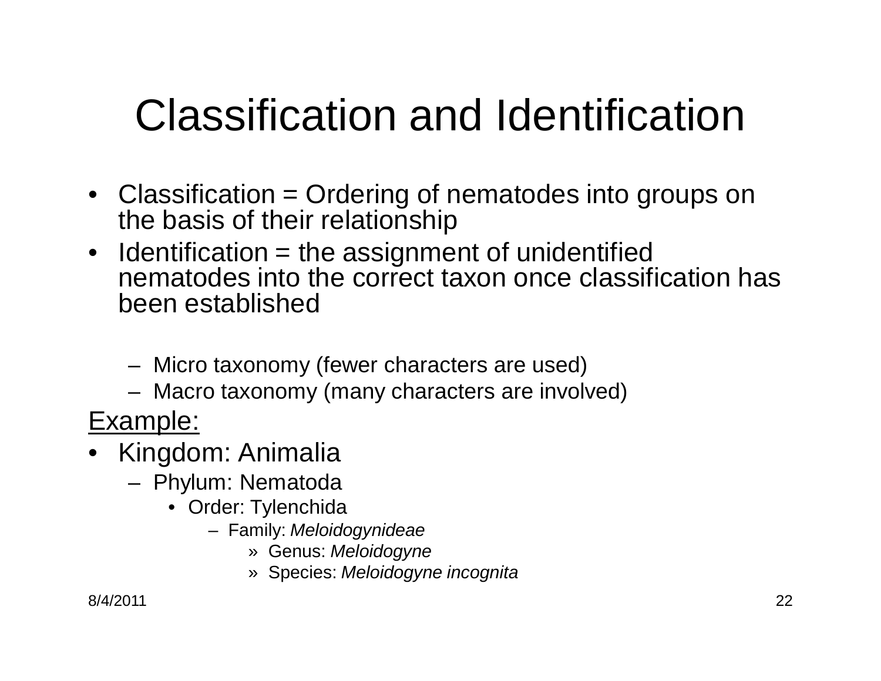# Classification and Identification

- Classification = Ordering of nematodes into groups on the basis of their relationship
- Identification = the assignment of unidentified nematodes into the correct taxon once classification has been established
  - Micro taxonomy (fewer characters are used)
  - Macro taxonomy (many characters are involved)

<u>Example:</u>

- Kingdom: Animalia
  - Phylum: Nematoda
    - Order: Tylenchida
      - Family: *Meloidogynideae*
        - » Genus: *Meloidogyne*
        - » Species: *Meloidogyne incognita*

8/4/2011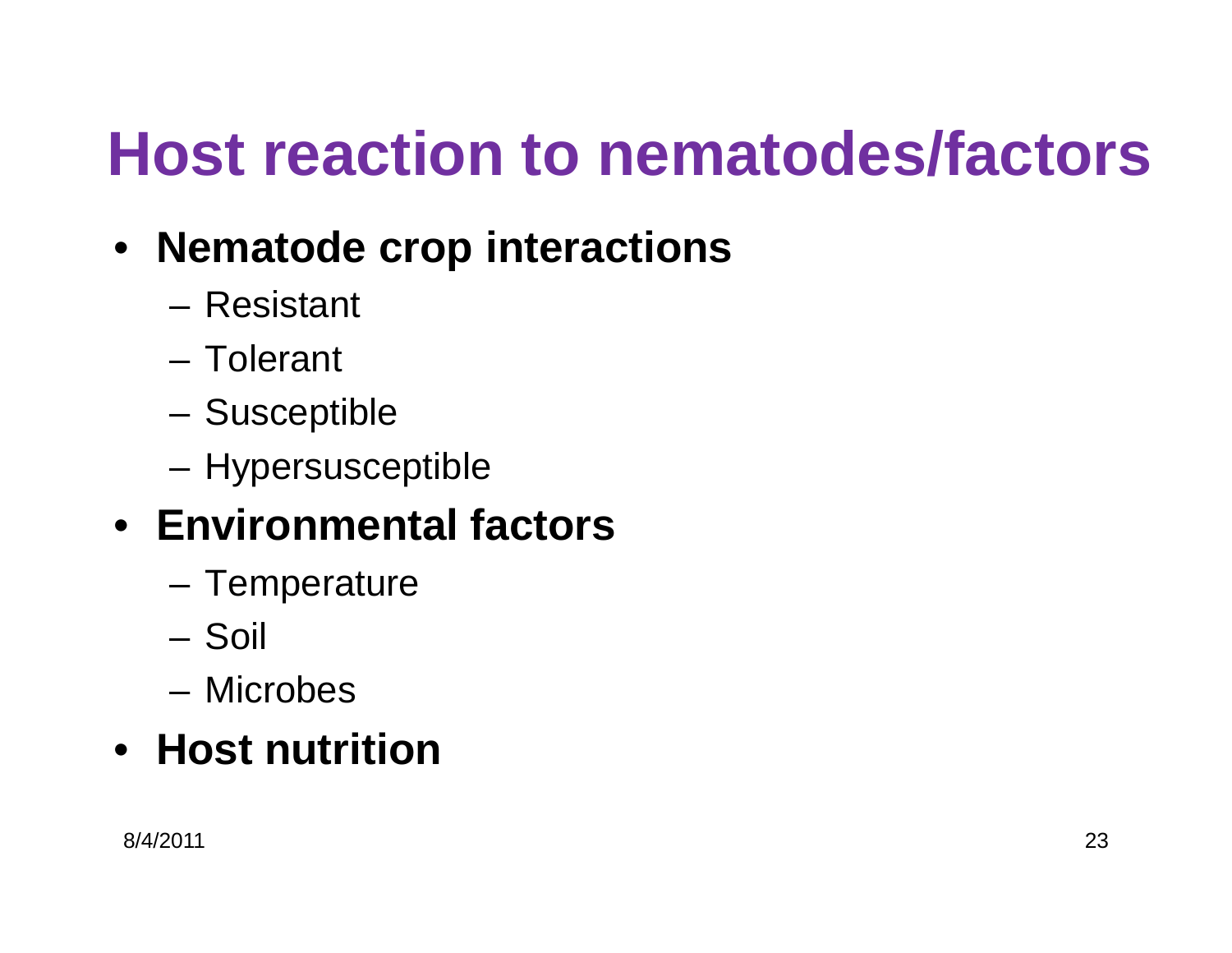# Host reaction to nematodes/factors

- **Nematode crop interactions**
  - Resistant
  - Tolerant
  - Susceptible
  - Hypersusceptible
- **Environmental factors**
  - Temperature
  - Soil
  - Microbes
- **Host nutrition**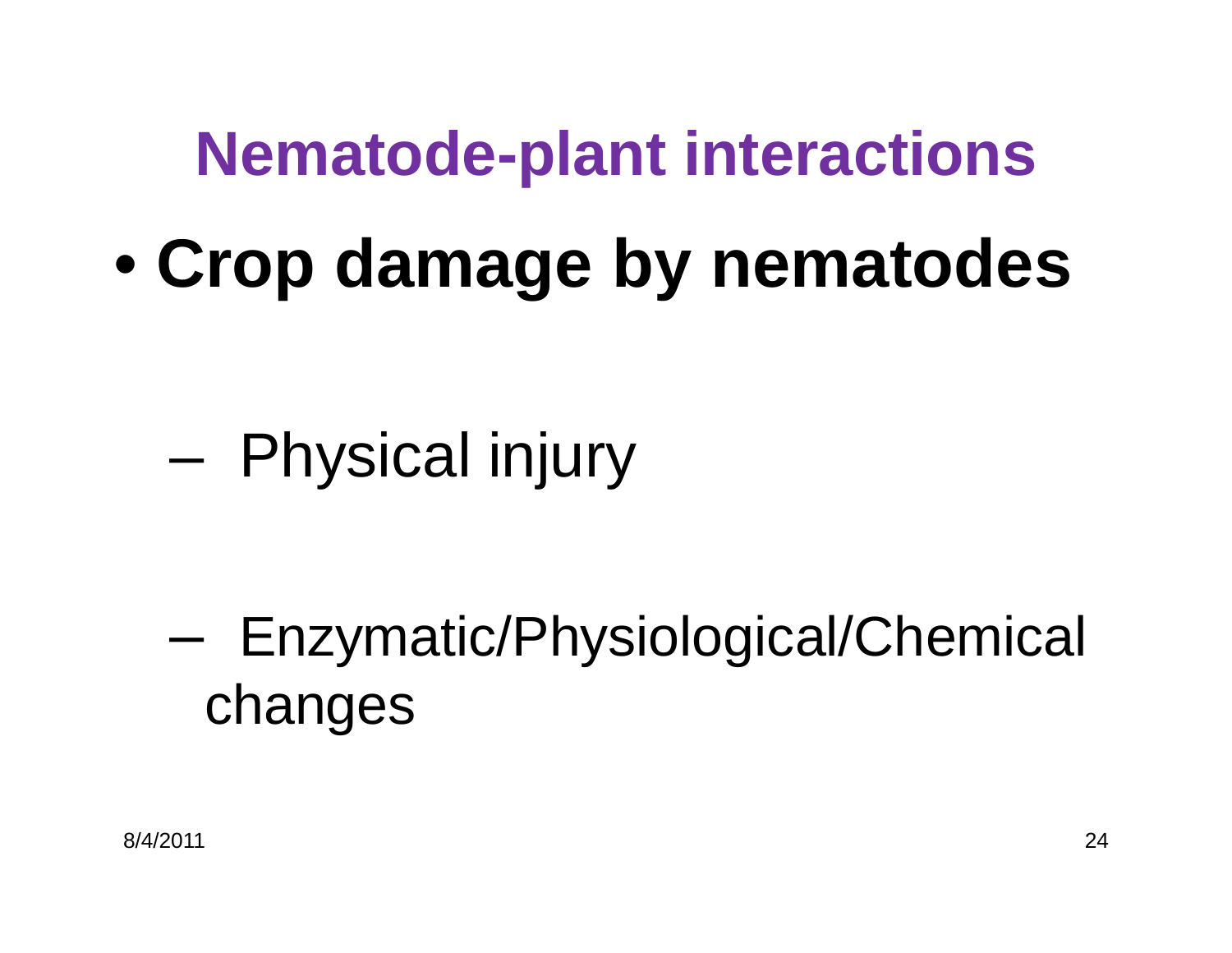# Nematode-plant interactions

- **Crop damage by nematodes**
  - Physical injury
  - Enzymatic/Physiological/Chemical changes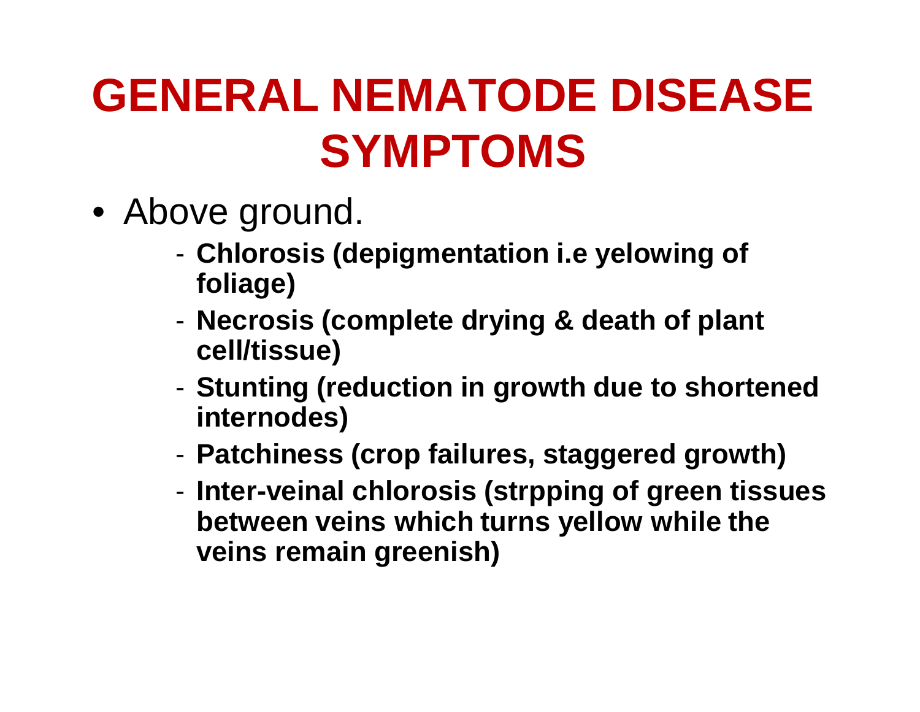# GENERAL NEMATODE DISEASE SYMPTOMS

- Above ground.
  - **Chlorosis (depigmentation i.e yelowing of foliage)**
  - **Necrosis (complete drying & death of plant cell/tissue)**
  - **Stunting (reduction in growth due to shortened internodes)**
  - **Patchiness (crop failures, staggered growth)**
  - **Inter-veinal chlorosis (strpping of green tissues between veins which turns yellow while the veins remain greenish)**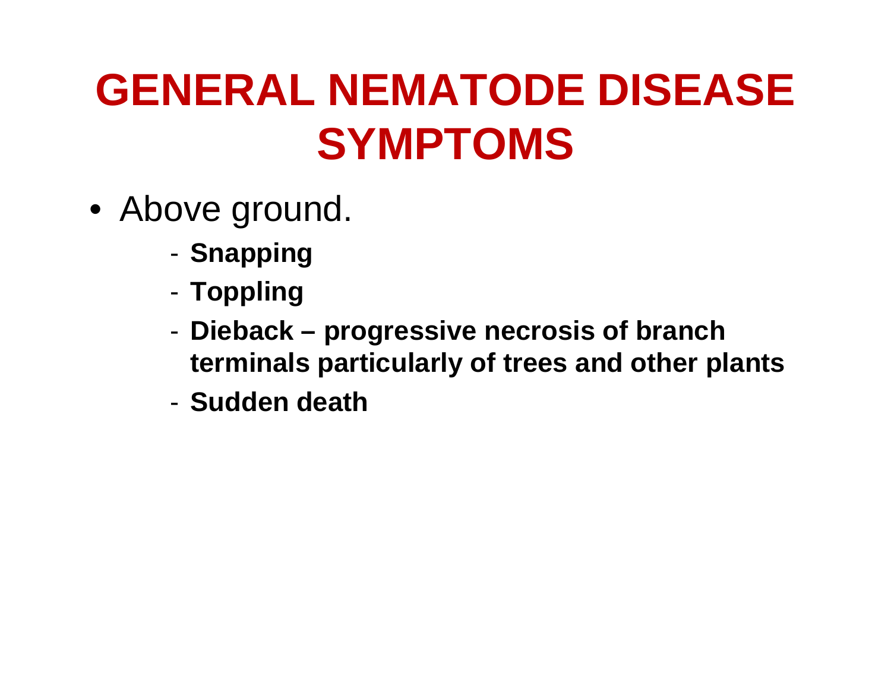# GENERAL NEMATODE DISEASE SYMPTOMS

- Above ground.
  - **Snapping**
  - **Toppling**
  - **Dieback – progressive necrosis of branch terminals particularly of trees and other plants**
  - **Sudden death**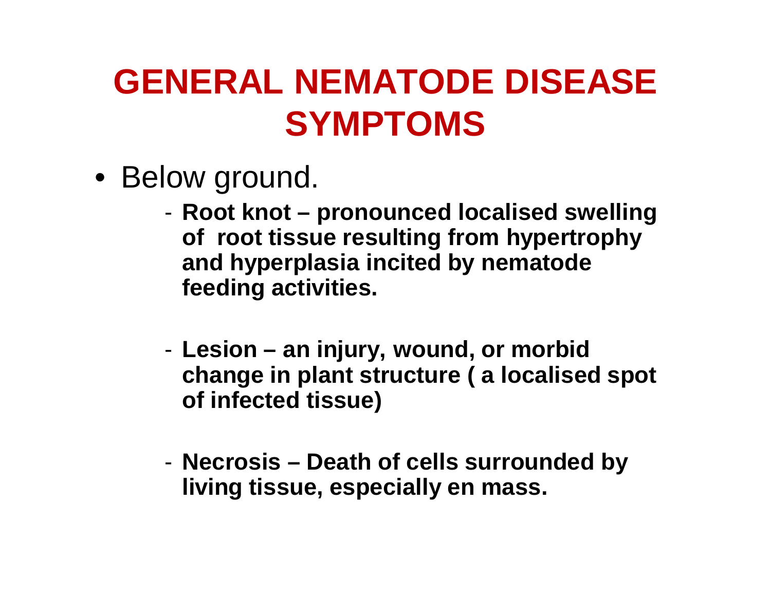# GENERAL NEMATODE DISEASE SYMPTOMS

- Below ground.
  - **Root knot – pronounced localised swelling of root tissue resulting from hypertrophy and hyperplasia incited by nematode feeding activities.**
  - **Lesion – an injury, wound, or morbid change in plant structure ( a localised spot of infected tissue)**
  - **Necrosis – Death of cells surrounded by living tissue, especially en mass.**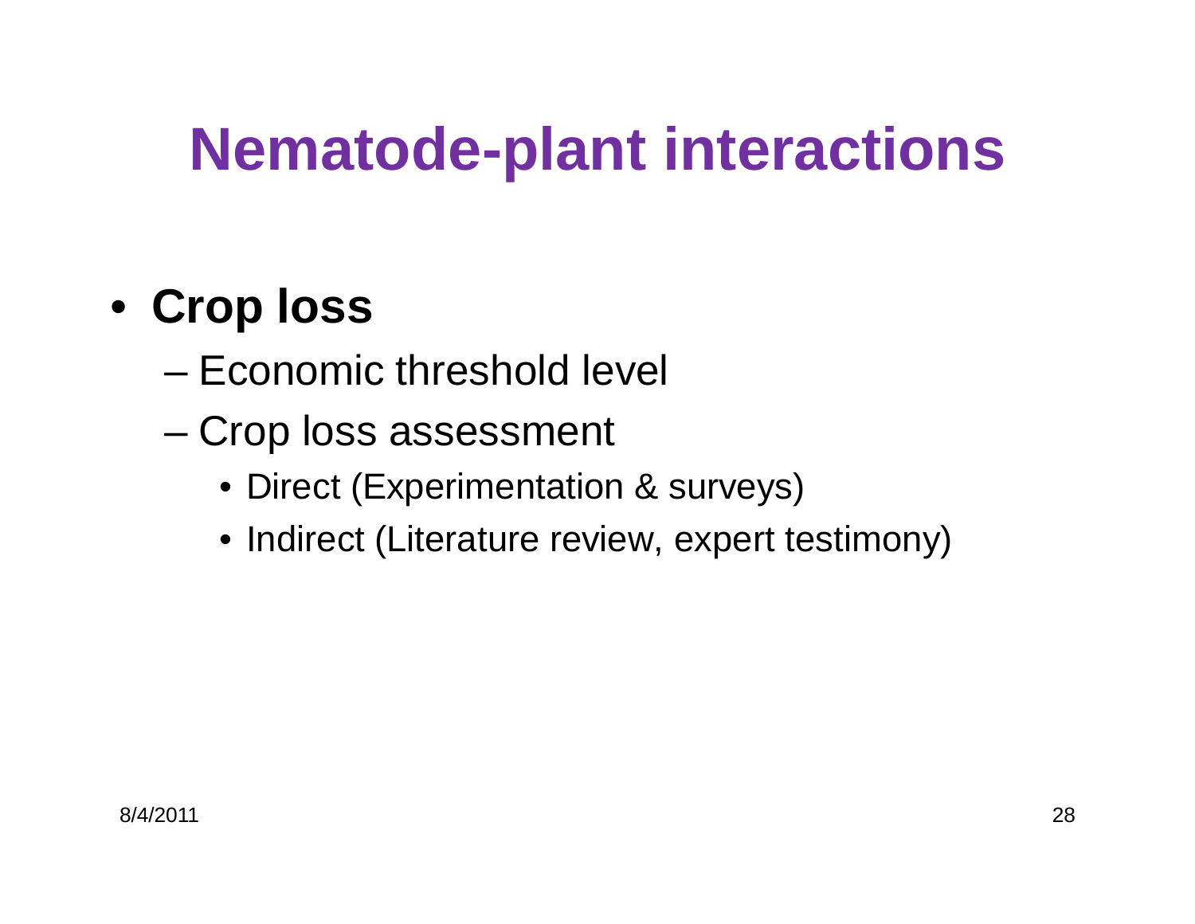# Nematode-plant interactions

- **Crop loss**
  - Economic threshold level
  - Crop loss assessment
    - Direct (Experimentation & surveys)
    - Indirect (Literature review, expert testimony)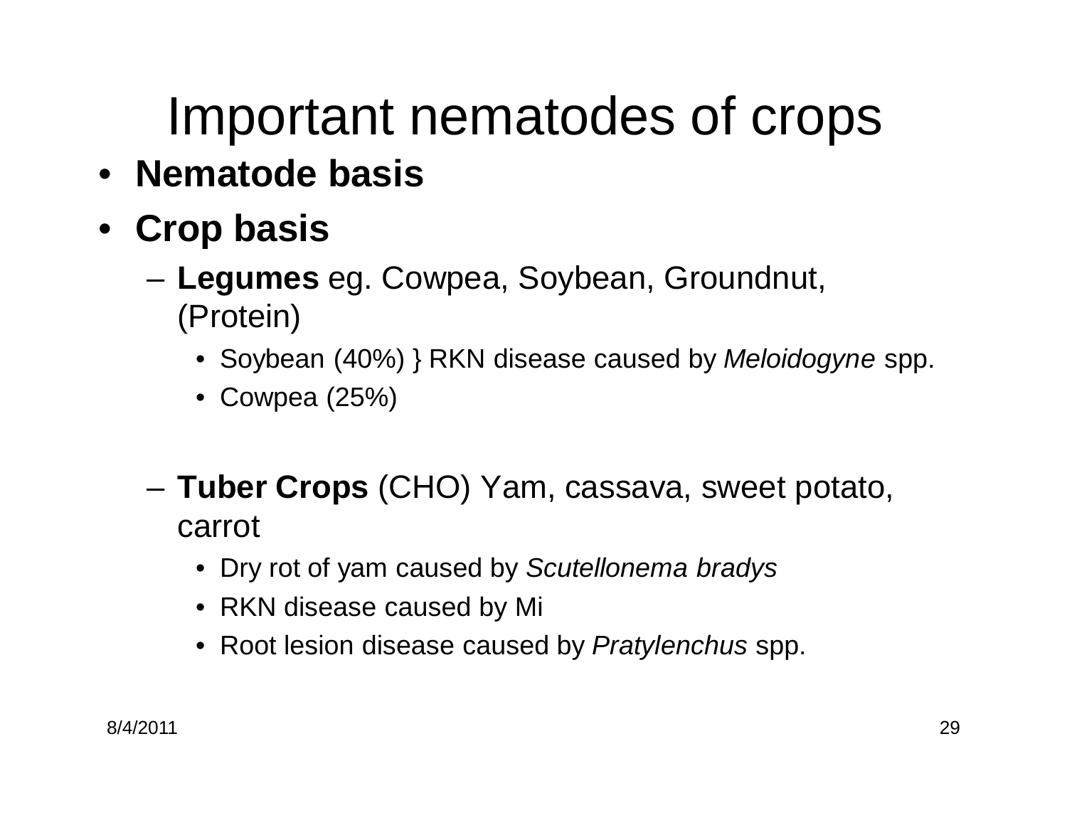# Important nematodes of crops

- **Nematode basis**
- **Crop basis**
  - **Legumes** eg. Cowpea, Soybean, Groundnut, (Protein)
    - Soybean (40%) } RKN disease caused by *Meloidogyne* spp.
    - Cowpea (25%)
  - **Tuber Crops** (CHO) Yam, cassava, sweet potato, carrot
    - Dry rot of yam caused by *Scutellonema bradys*
    - RKN disease caused by Mi
    - Root lesion disease caused by *Pratylenchus* spp.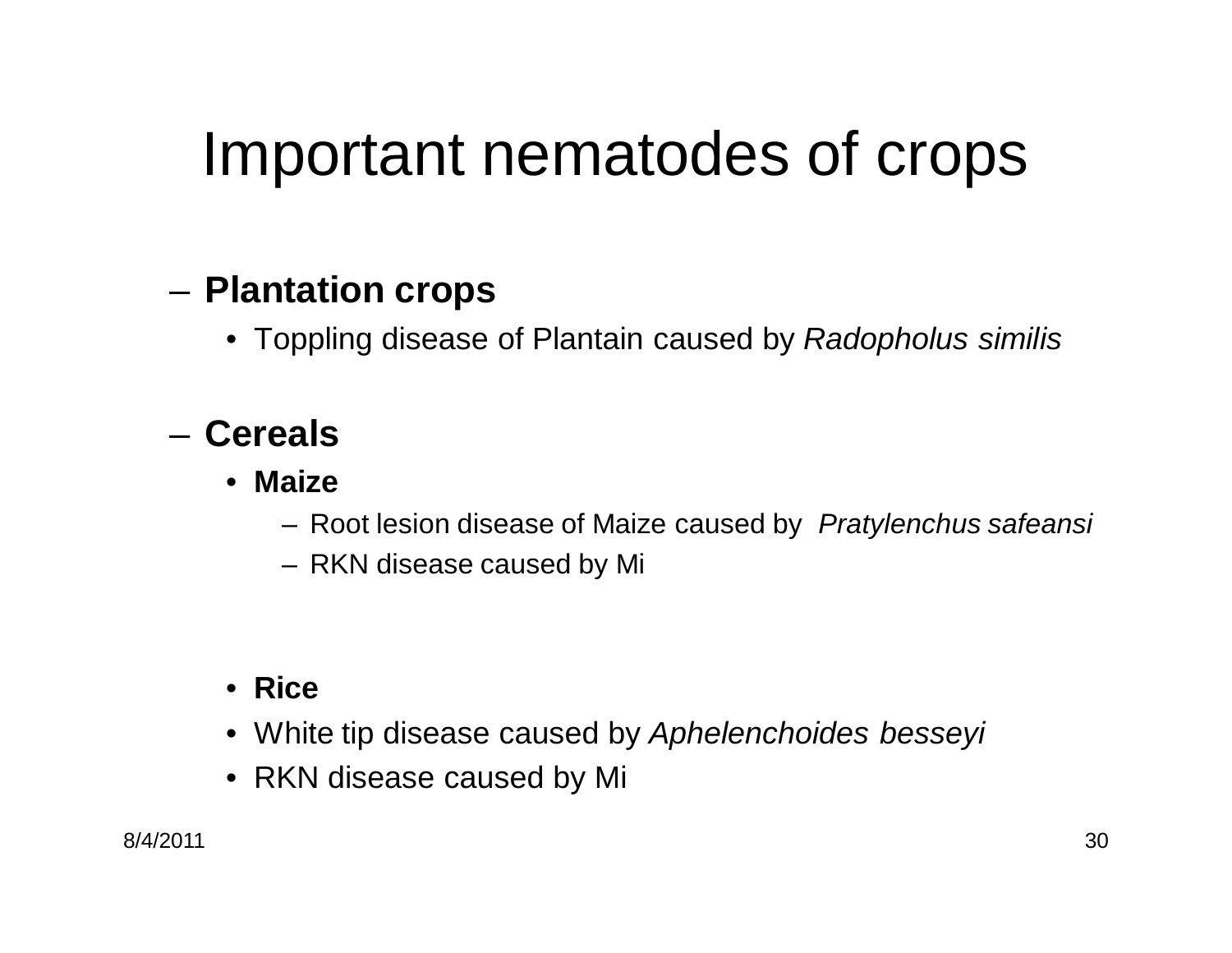# Important nematodes of crops

- **Plantation crops**
  - Toppling disease of Plantain caused by *Radopholus similis*
- **Cereals**
  - **Maize**
    - Root lesion disease of Maize caused by *Pratylenchus safeansi*
    - RKN disease caused by Mi
  - **Rice**
  - White tip disease caused by *Aphelenchoides besseyi*
  - RKN disease caused by Mi

8/4/2011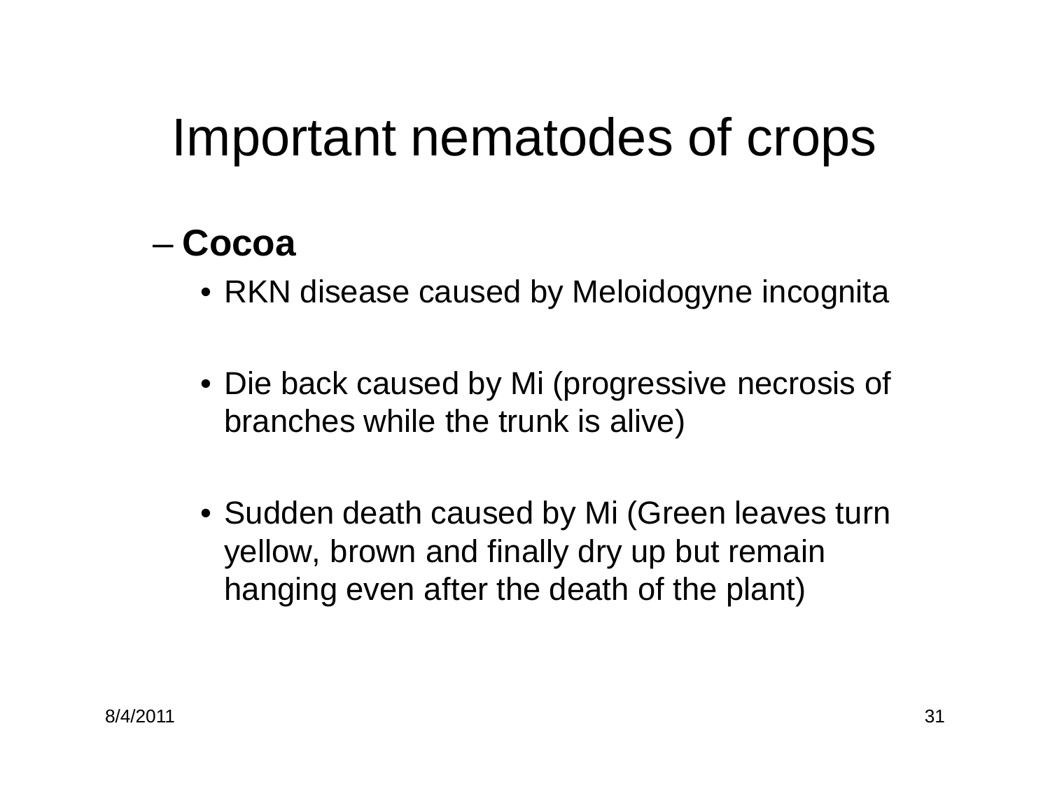# Important nematodes of crops

- **Cocoa**
  - RKN disease caused by Meloidogyne incognita
  - Die back caused by Mi (progressive necrosis of branches while the trunk is alive)
  - Sudden death caused by Mi (Green leaves turn yellow, brown and finally dry up but remain hanging even after the death of the plant)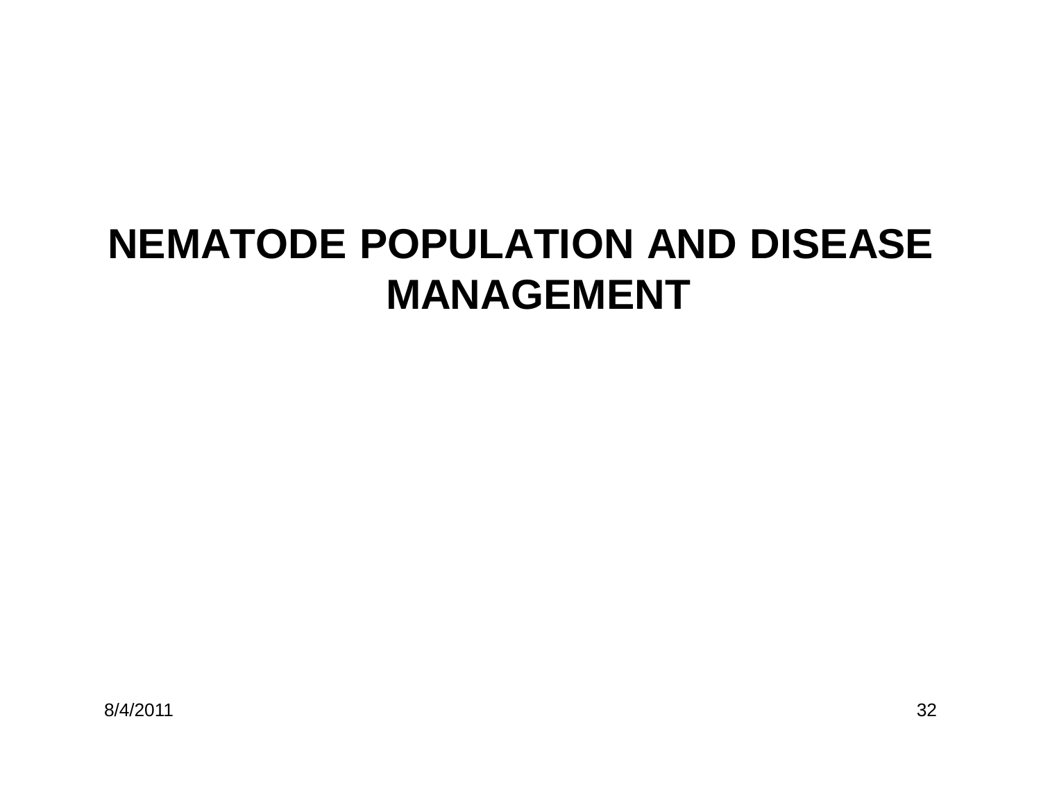# NEMATODE POPULATION AND DISEASE MANAGEMENT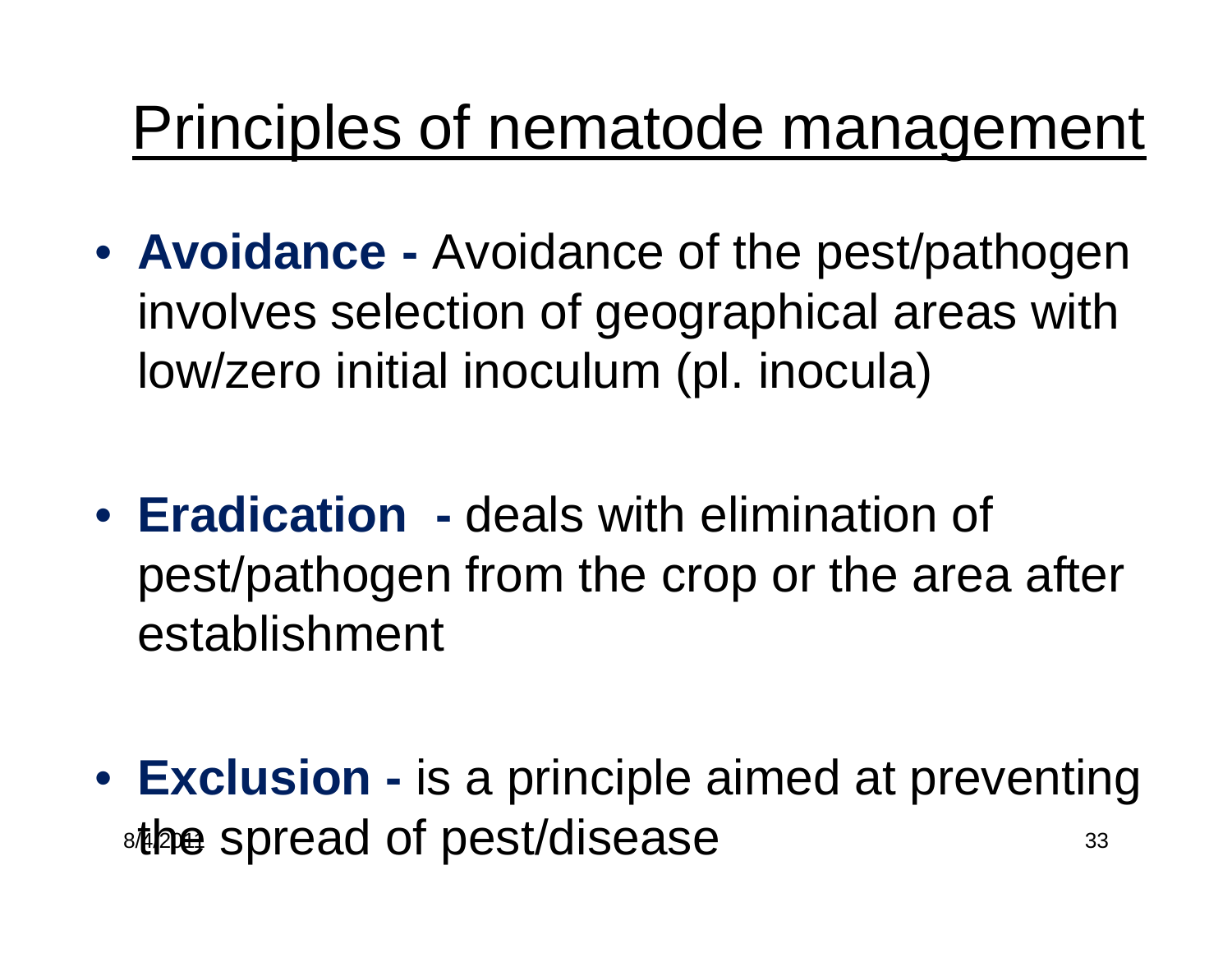# Principles of nematode management

- **Avoidance -** Avoidance of the pest/pathogen involves selection of geographical areas with low/zero initial inoculum (pl. inocula)

- **Eradication -** deals with elimination of pest/pathogen from the crop or the area after establishment

- **Exclusion -** is a principle aimed at preventing the spread of pest/disease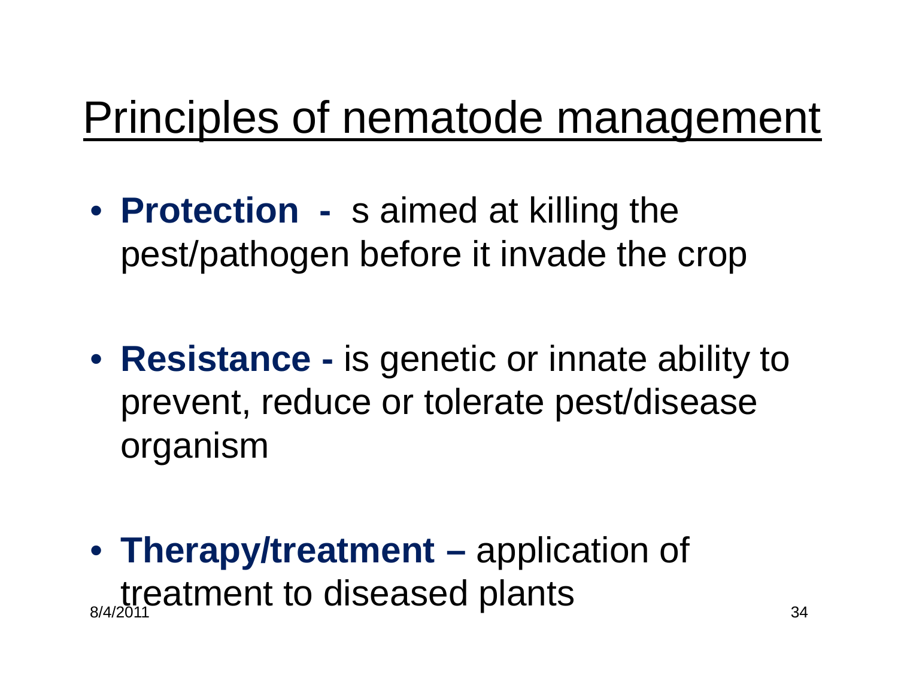# Principles of nematode management

- **Protection -** s aimed at killing the pest/pathogen before it invade the crop

- **Resistance -** is genetic or innate ability to prevent, reduce or tolerate pest/disease organism

- **Therapy/treatment –** application of treatment to diseased plants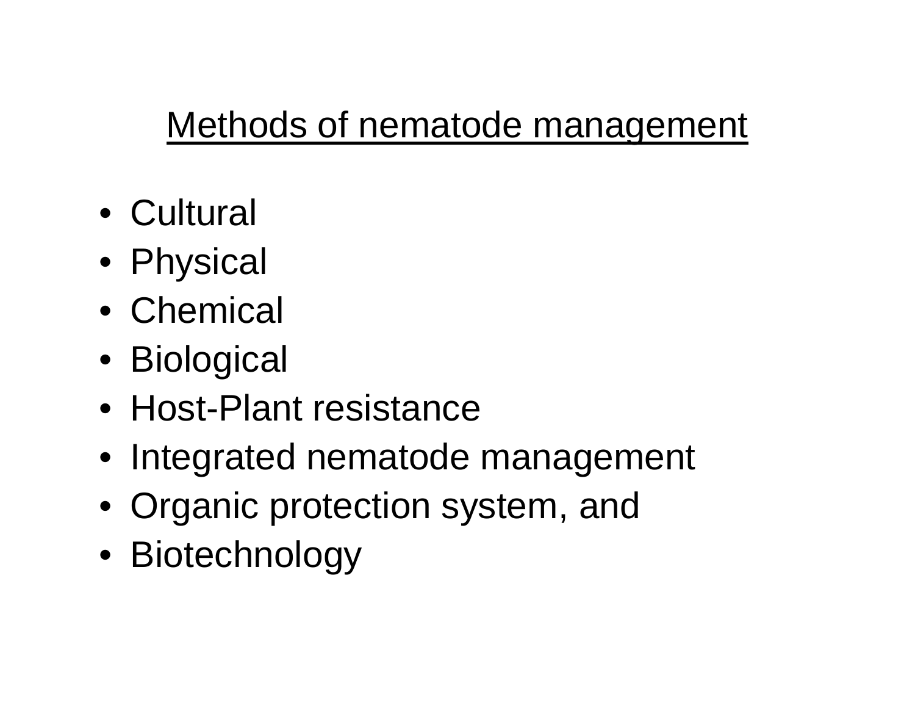## Methods of nematode management

- Cultural
- Physical
- Chemical
- Biological
- Host-Plant resistance
- Integrated nematode management
- Organic protection system, and
- Biotechnology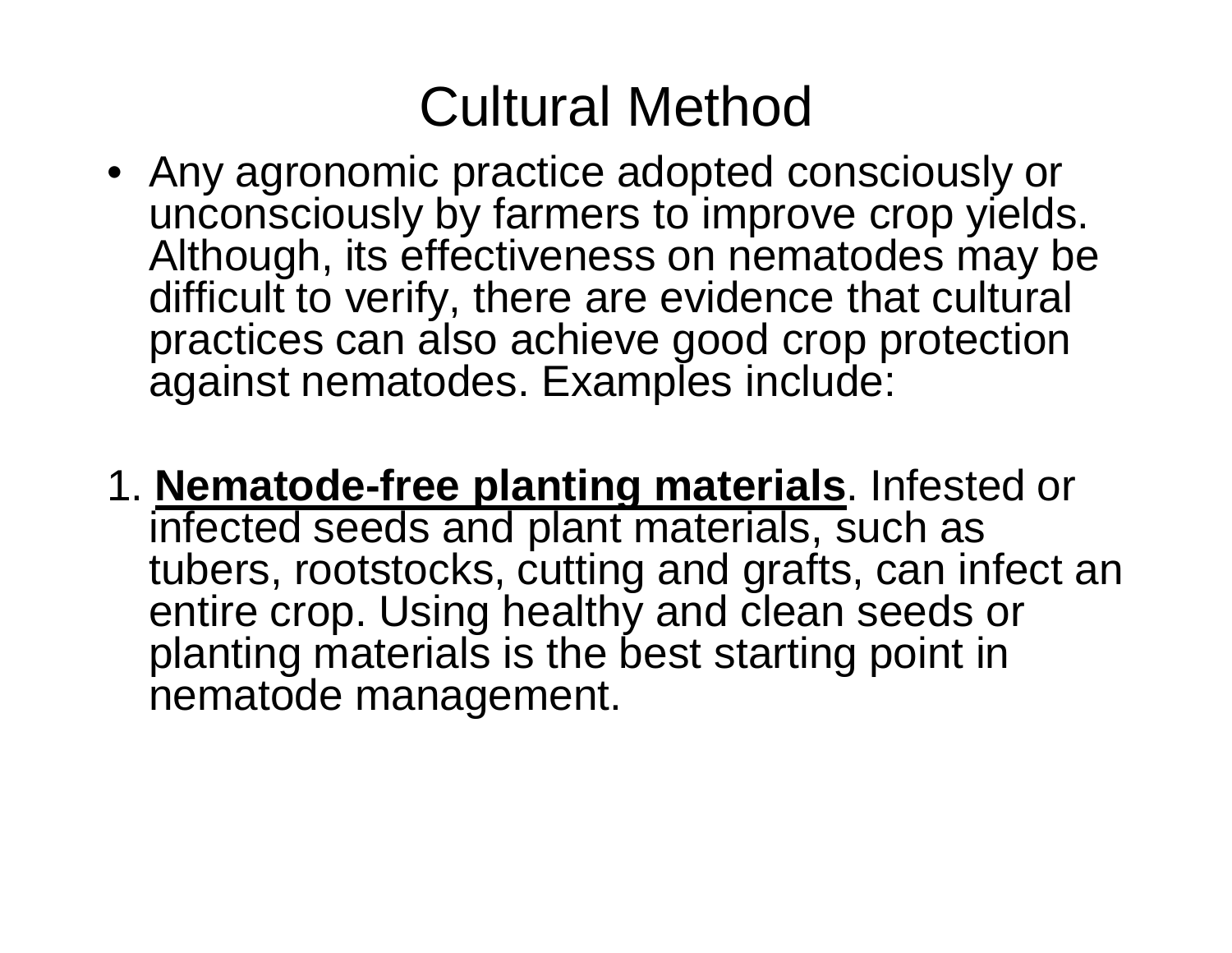# Cultural Method

- Any agronomic practice adopted consciously or unconsciously by farmers to improve crop yields. Although, its effectiveness on nematodes may be difficult to verify, there are evidence that cultural practices can also achieve good crop protection against nematodes. Examples include:

1. **Nematode-free planting materials**. Infested or infected seeds and plant materials, such as tubers, rootstocks, cutting and grafts, can infect an entire crop. Using healthy and clean seeds or planting materials is the best starting point in nematode management.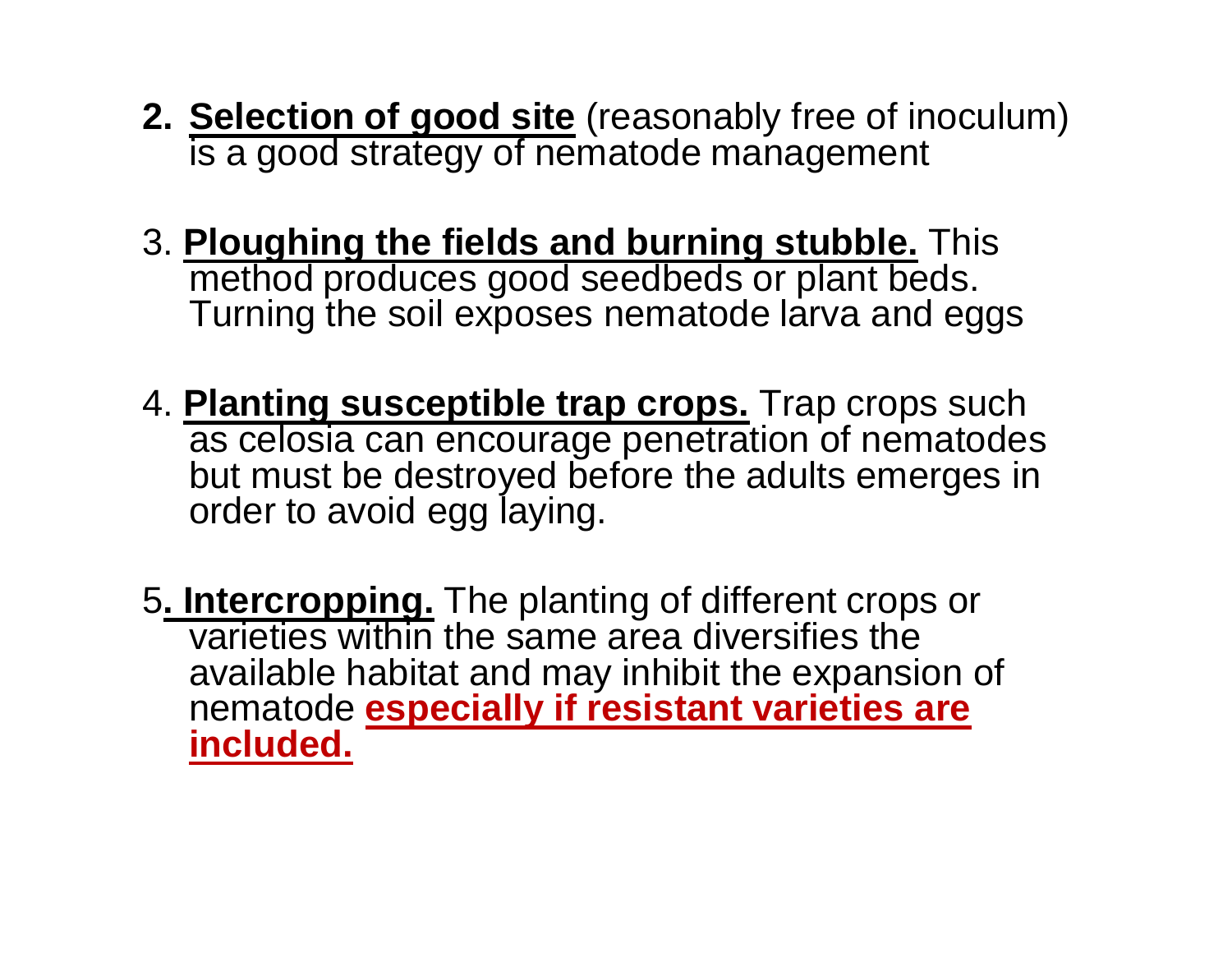2. **<u>Selection of good site</u>** (reasonably free of inoculum) is a good strategy of nematode management

3. **<u>Ploughing the fields and burning stubble.</u>** This method produces good seedbeds or plant beds. Turning the soil exposes nematode larva and eggs

4. **<u>Planting susceptible trap crops.</u>** Trap crops such as celosia can encourage penetration of nematodes but must be destroyed before the adults emerges in order to avoid egg laying.

5**<u>. Intercropping.</u>** The planting of different crops or varieties within the same area diversifies the available habitat and may inhibit the expansion of nematode **<u>especially if resistant varieties are included.</u>**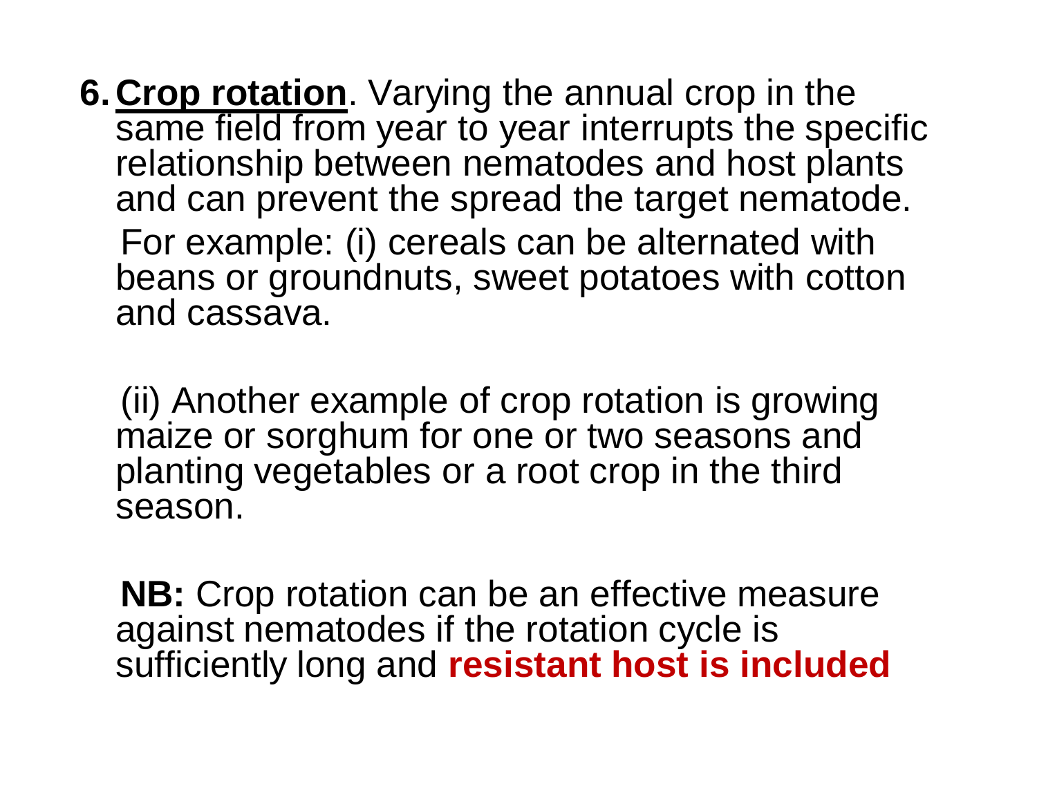6. **Crop rotation**. Varying the annual crop in the same field from year to year interrupts the specific relationship between nematodes and host plants and can prevent the spread the target nematode.

   For example: (i) cereals can be alternated with beans or groundnuts, sweet potatoes with cotton and cassava.

   (ii) Another example of crop rotation is growing maize or sorghum for one or two seasons and planting vegetables or a root crop in the third season.

   **NB:** Crop rotation can be an effective measure against nematodes if the rotation cycle is sufficiently long and **resistant host is included**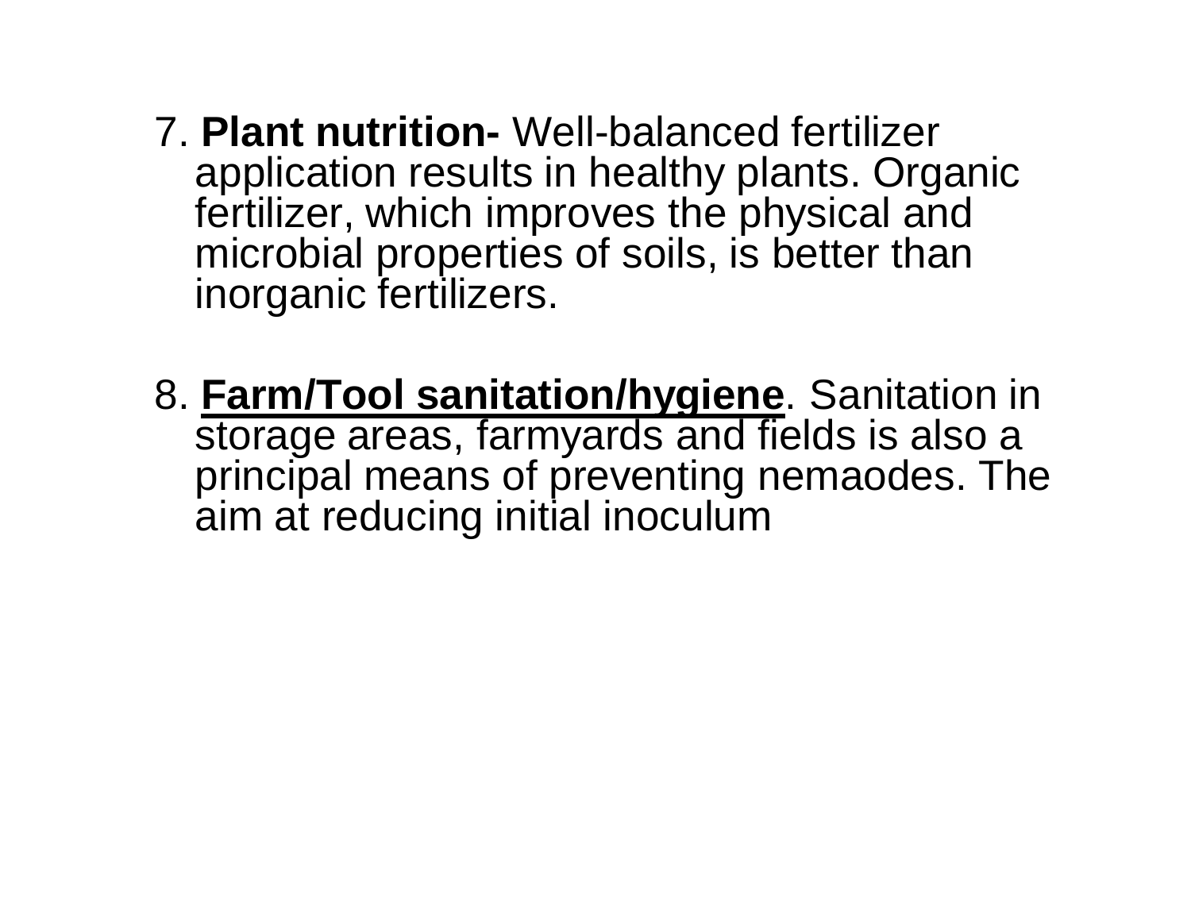7. **Plant nutrition-** Well-balanced fertilizer application results in healthy plants. Organic fertilizer, which improves the physical and microbial properties of soils, is better than inorganic fertilizers.

8. **<u>Farm/Tool sanitation/hygiene</u>**. Sanitation in storage areas, farmyards and fields is also a principal means of preventing nemaodes. The aim at reducing initial inoculum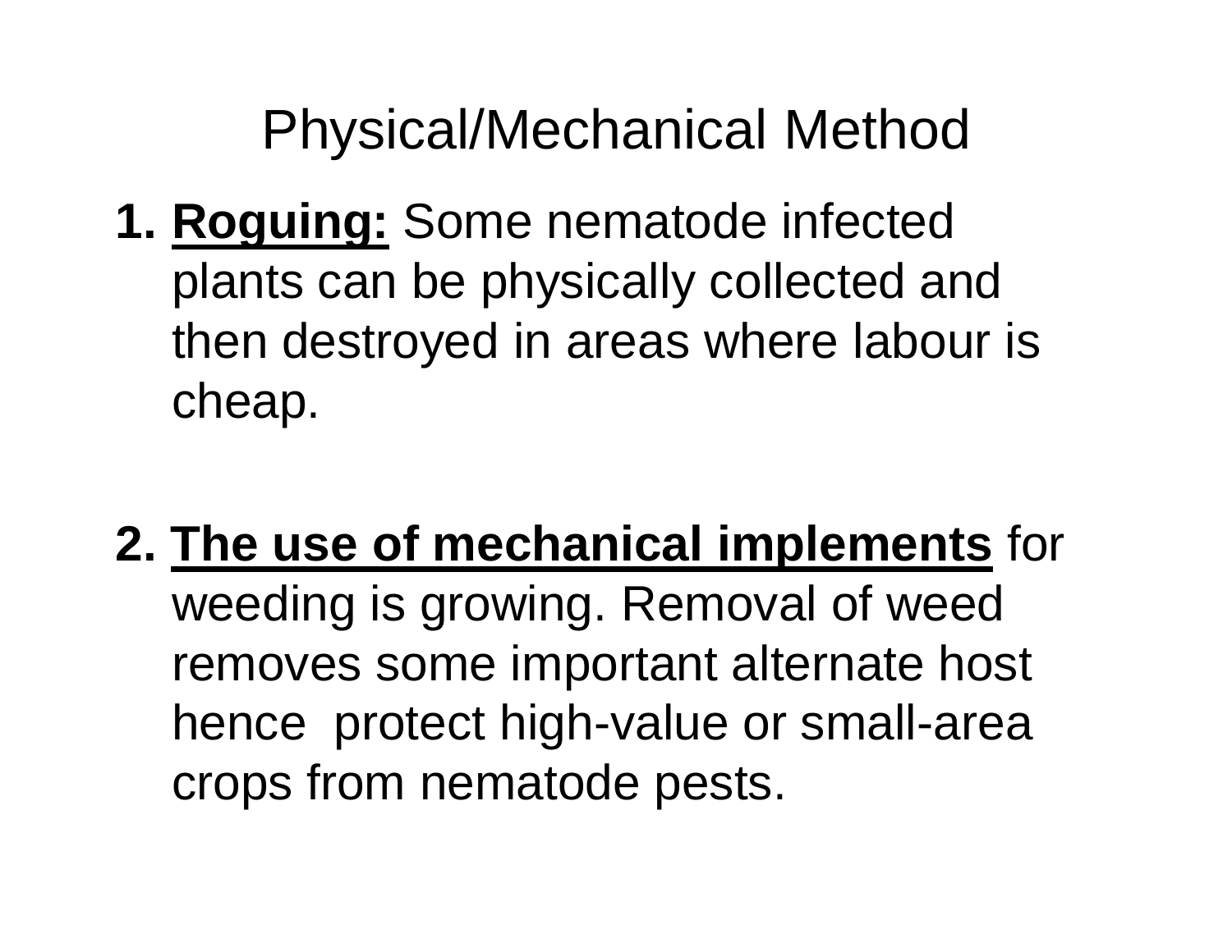# Physical/Mechanical Method

1. **Roguing:** Some nematode infected plants can be physically collected and then destroyed in areas where labour is cheap.

2. **The use of mechanical implements** for weeding is growing. Removal of weed removes some important alternate host hence protect high-value or small-area crops from nematode pests.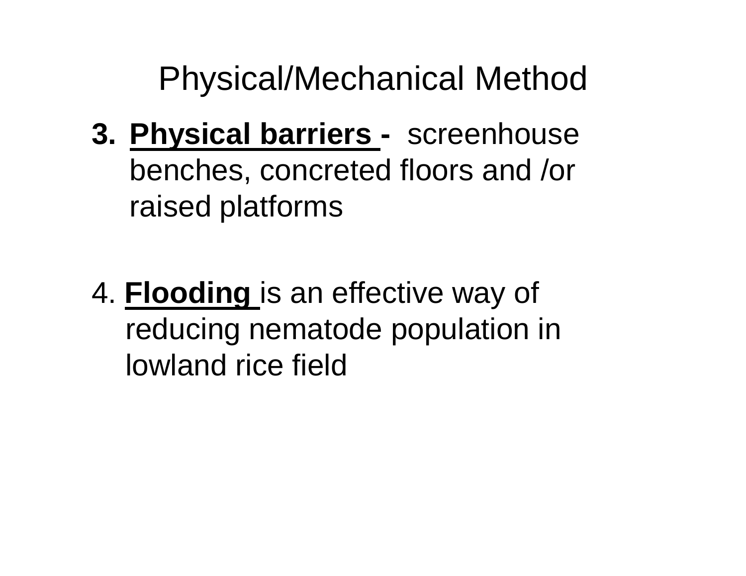# Physical/Mechanical Method

3. **Physical barriers -** screenhouse benches, concreted floors and /or raised platforms

4. **Flooding** is an effective way of reducing nematode population in lowland rice field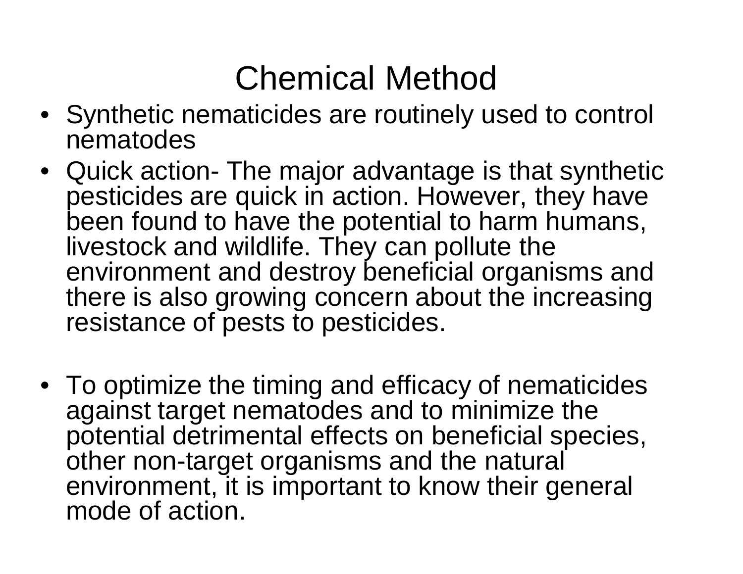# Chemical Method

- Synthetic nematicides are routinely used to control nematodes
- Quick action- The major advantage is that synthetic pesticides are quick in action. However, they have been found to have the potential to harm humans, livestock and wildlife. They can pollute the environment and destroy beneficial organisms and there is also growing concern about the increasing resistance of pests to pesticides.
- To optimize the timing and efficacy of nematicides against target nematodes and to minimize the potential detrimental effects on beneficial species, other non-target organisms and the natural environment, it is important to know their general mode of action.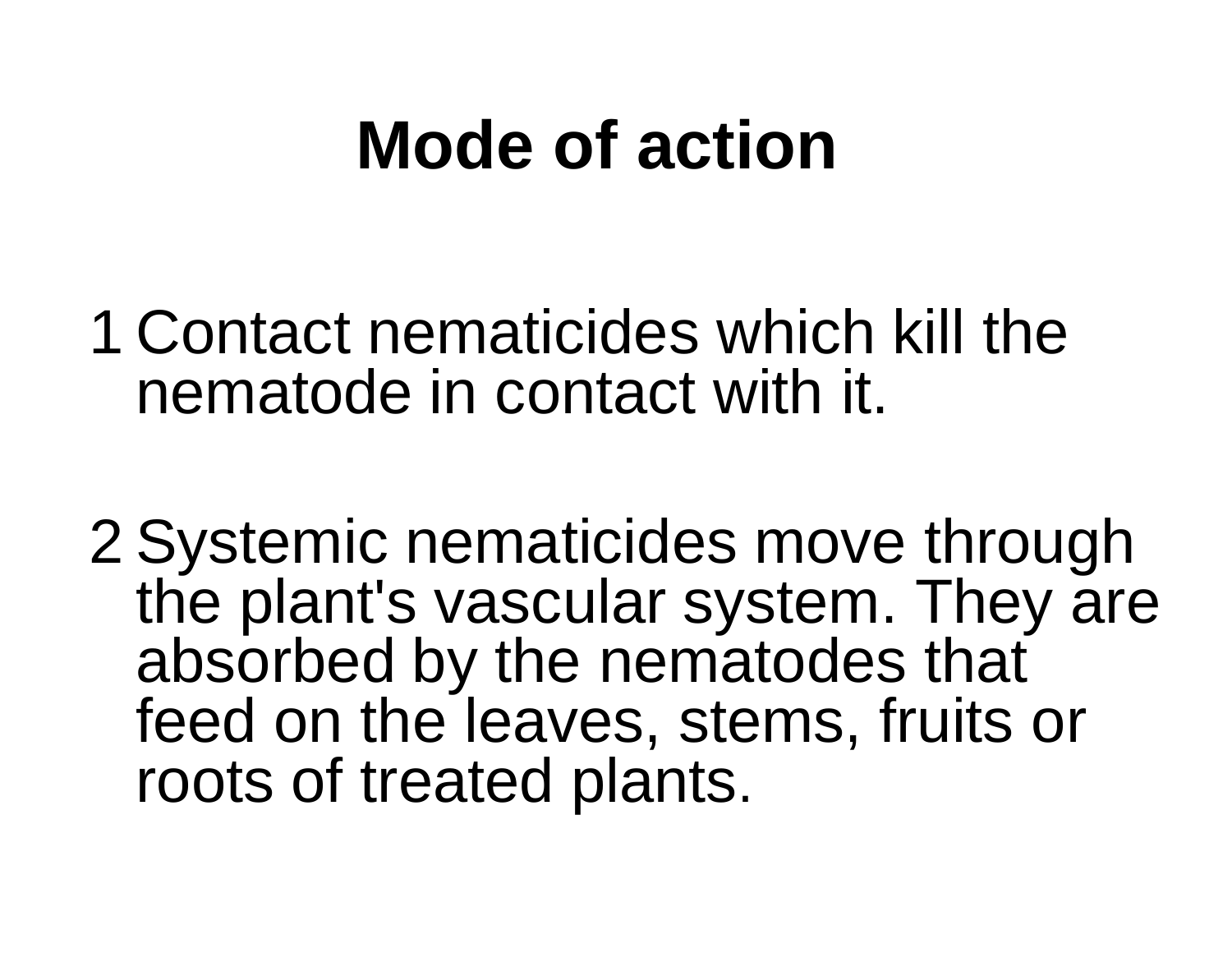# Mode of action

1. Contact nematicides which kill the nematode in contact with it.

2. Systemic nematicides move through the plant's vascular system. They are absorbed by the nematodes that feed on the leaves, stems, fruits or roots of treated plants.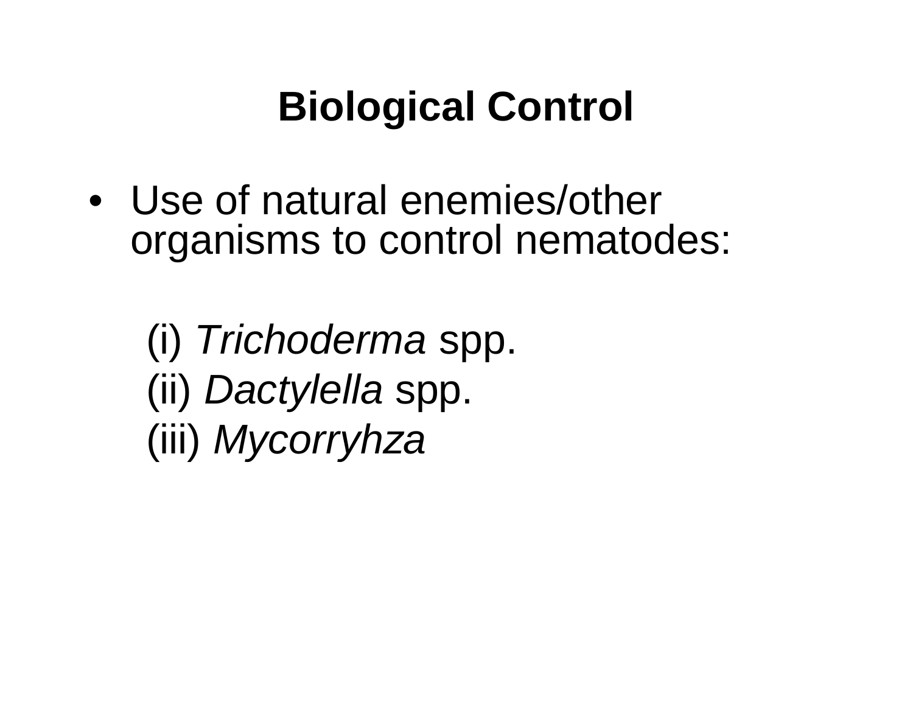# Biological Control

- Use of natural enemies/other organisms to control nematodes:

  (i) *Trichoderma* spp.
  (ii) *Dactylella* spp.
  (iii) *Mycorryhza*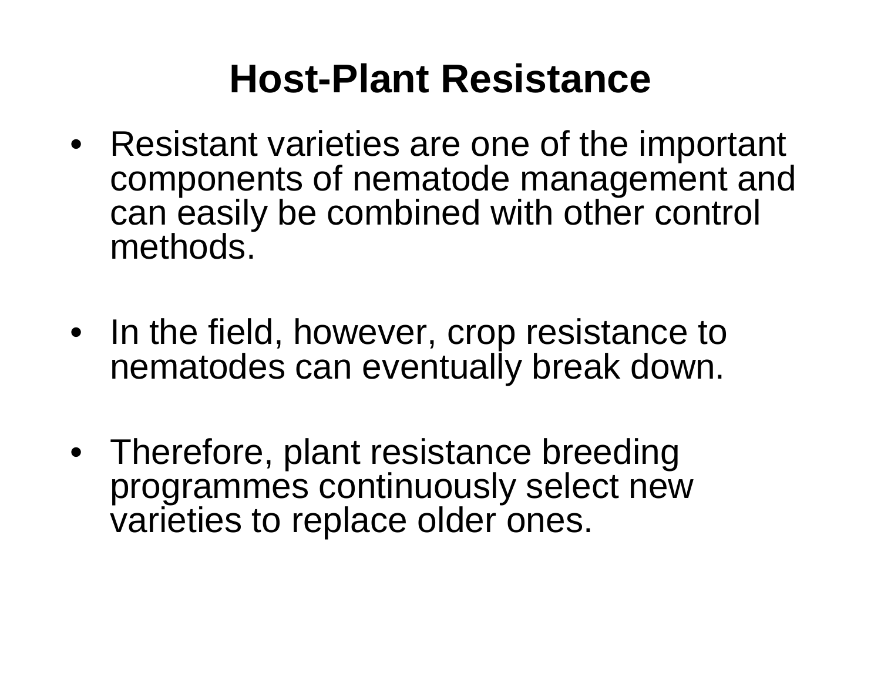# Host-Plant Resistance

- Resistant varieties are one of the important components of nematode management and can easily be combined with other control methods.

- In the field, however, crop resistance to nematodes can eventually break down.

- Therefore, plant resistance breeding programmes continuously select new varieties to replace older ones.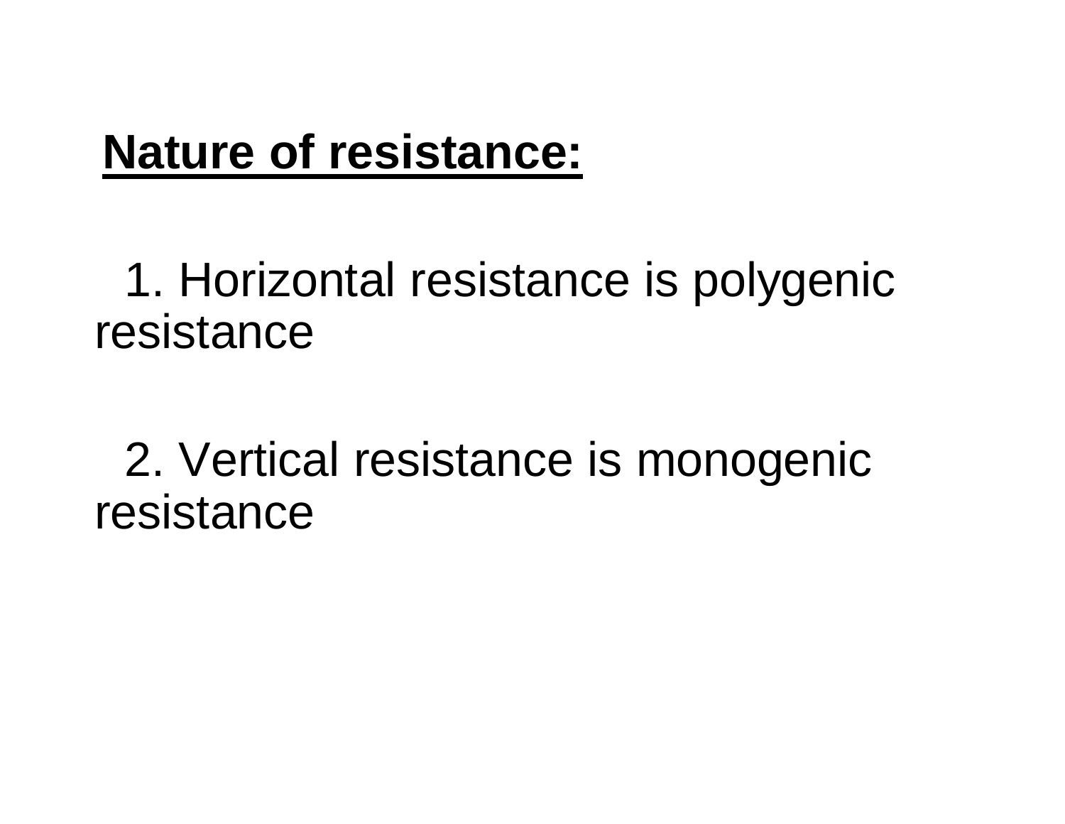**Nature of resistance:**

1. Horizontal resistance is polygenic resistance

2. Vertical resistance is monogenic resistance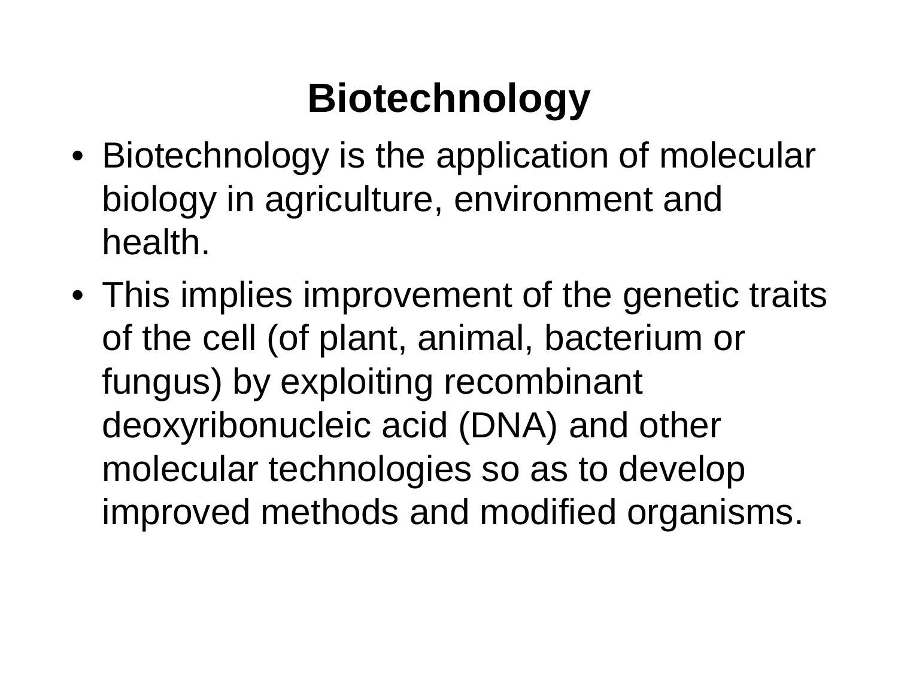# Biotechnology

- Biotechnology is the application of molecular biology in agriculture, environment and health.
- This implies improvement of the genetic traits of the cell (of plant, animal, bacterium or fungus) by exploiting recombinant deoxyribonucleic acid (DNA) and other molecular technologies so as to develop improved methods and modified organisms.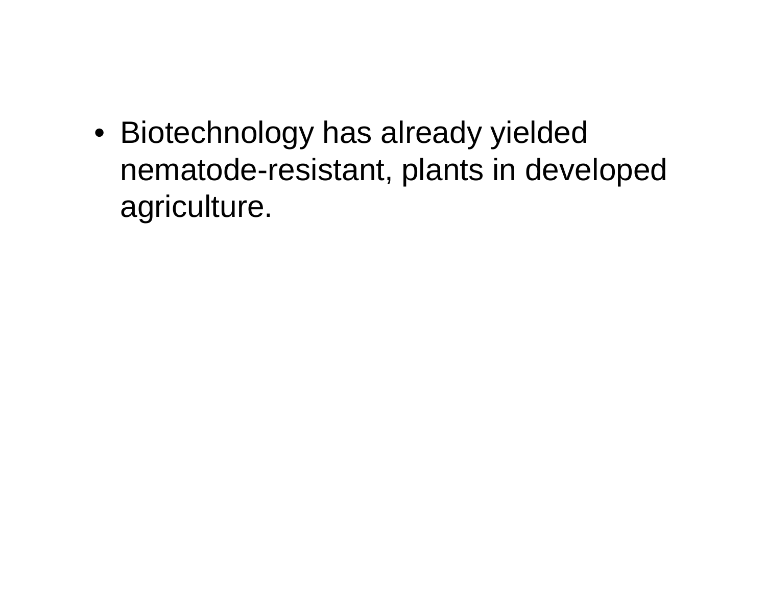- Biotechnology has already yielded nematode-resistant, plants in developed agriculture.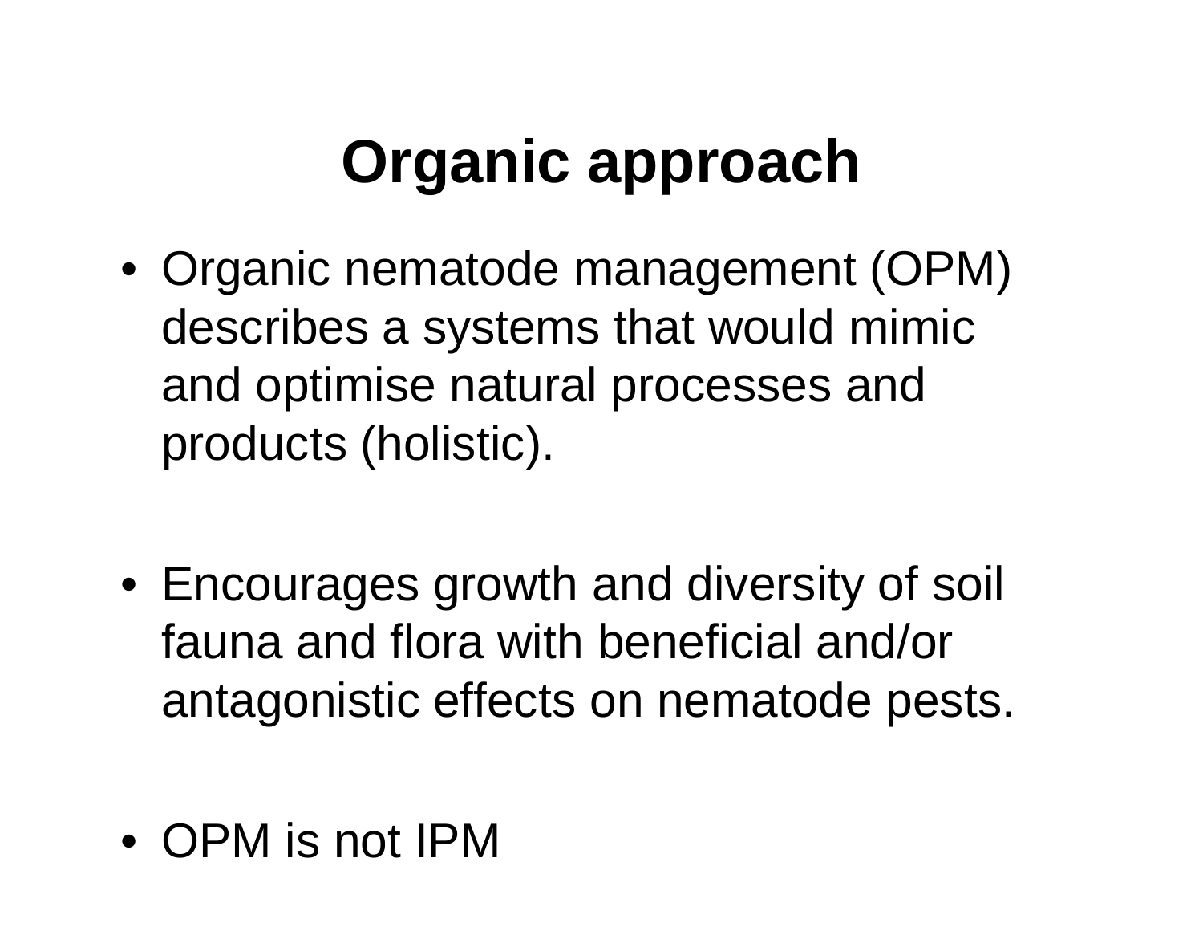# Organic approach

- Organic nematode management (OPM) describes a systems that would mimic and optimise natural processes and products (holistic).
- Encourages growth and diversity of soil fauna and flora with beneficial and/or antagonistic effects on nematode pests.
- OPM is not IPM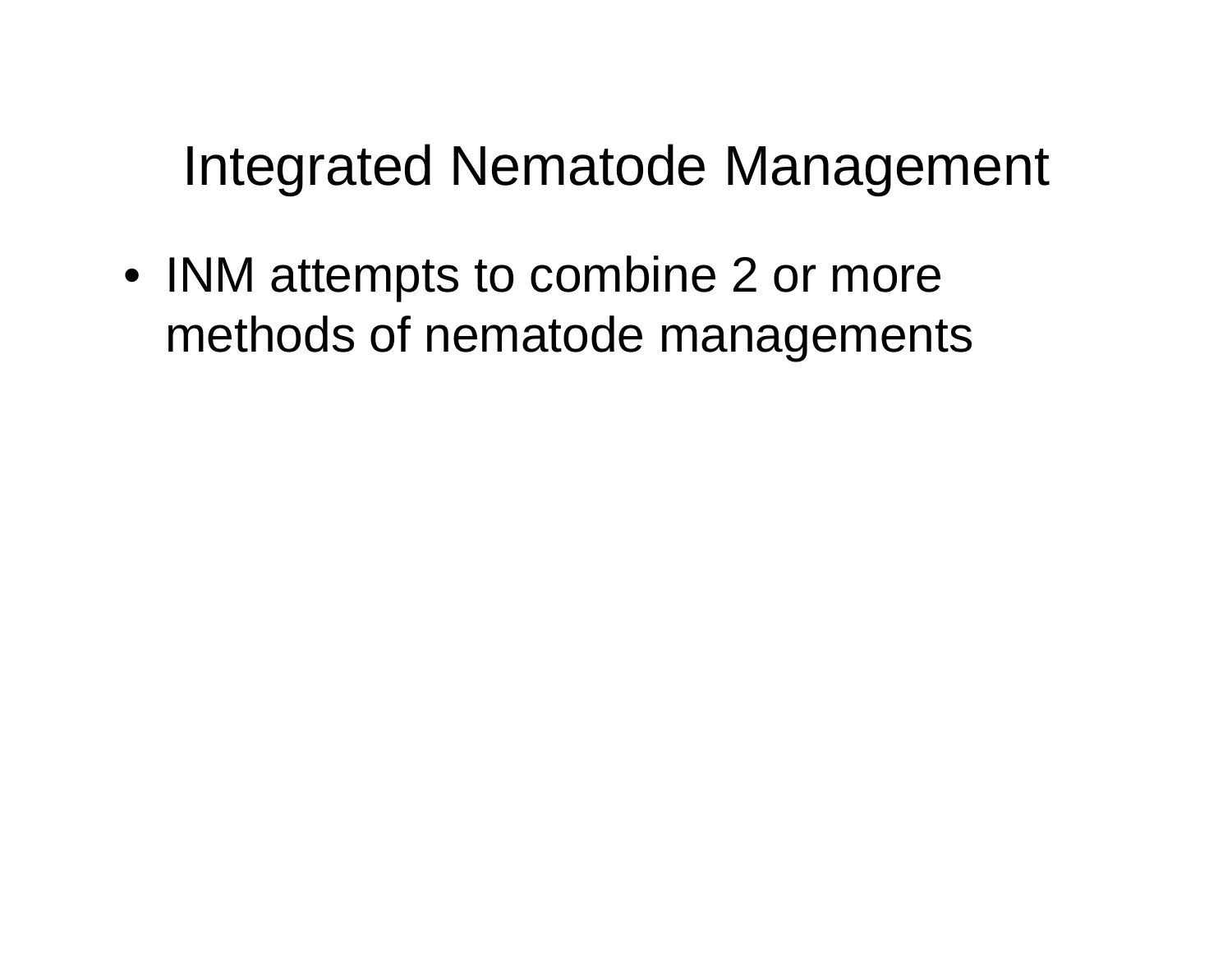# Integrated Nematode Management

- INM attempts to combine 2 or more methods of nematode managements